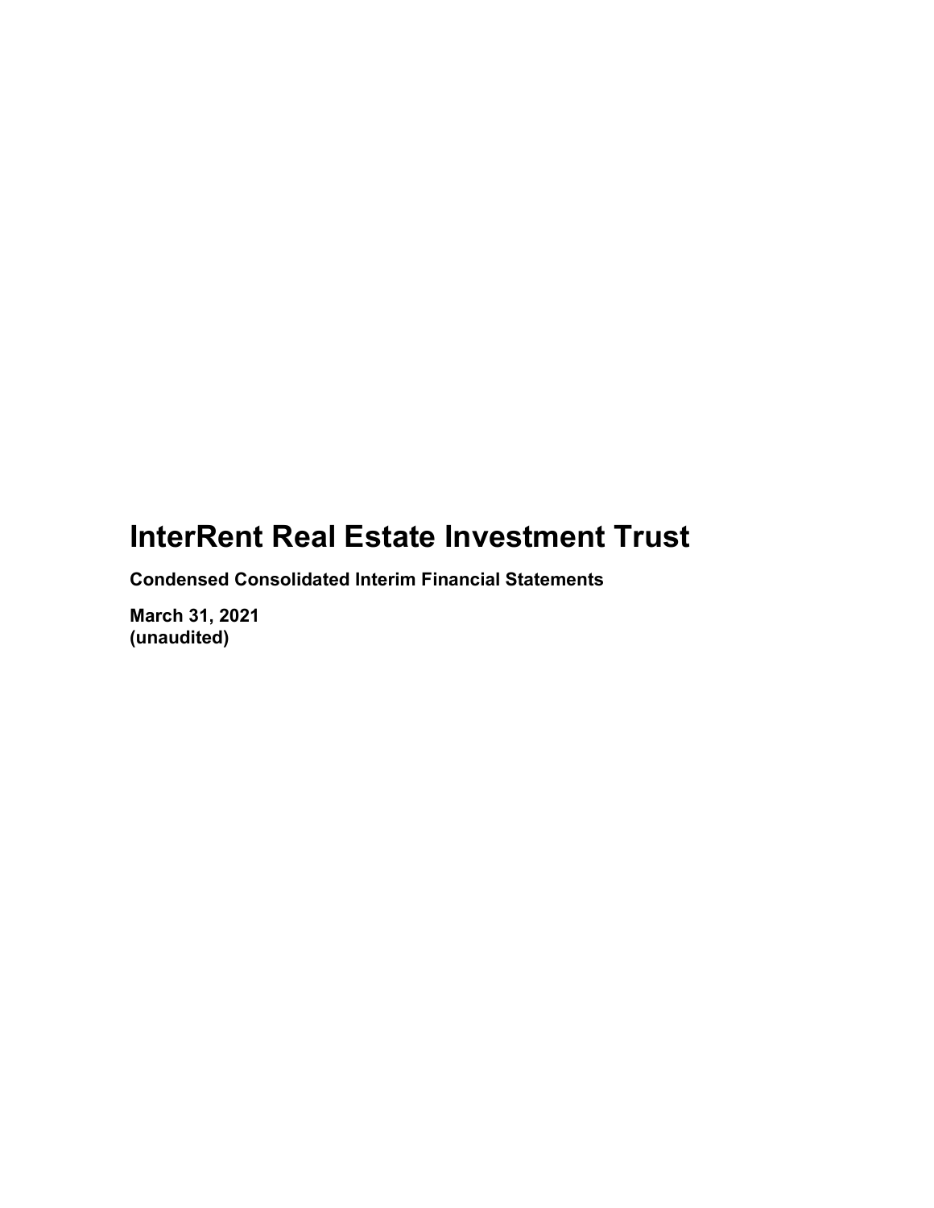# InterRent Real Estate Investment Trust

**Condensed Consolidated Interim Financial Statements**

**March 31, 2021**
**(unaudited)**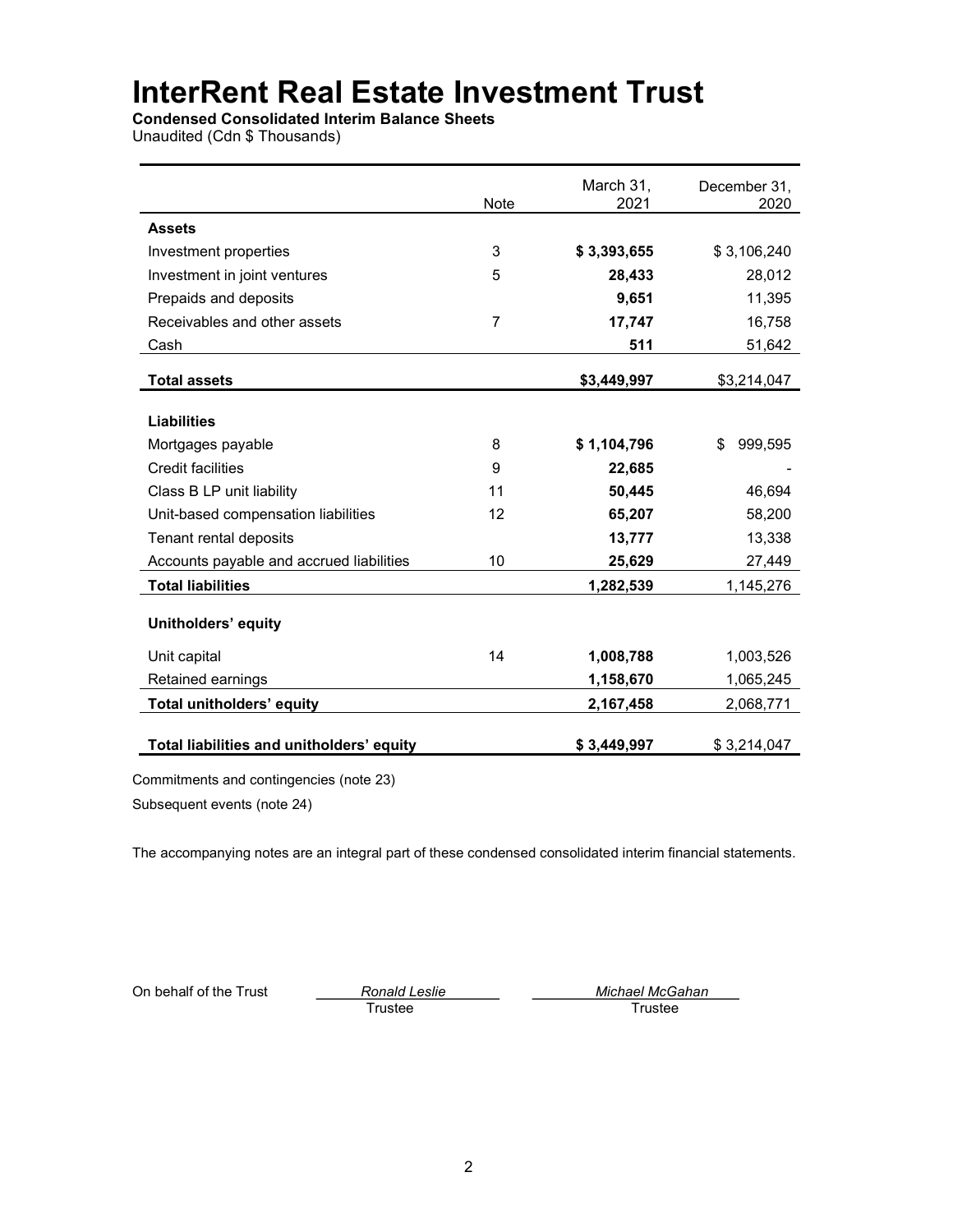# InterRent Real Estate Investment Trust

**Condensed Consolidated Interim Balance Sheets**
Unaudited (Cdn $ Thousands)

| | Note | March 31, 2021 | December 31, 2020 |
|---|---|---|---|
| **Assets** | | | |
| Investment properties | 3 | **$ 3,393,655** | $ 3,106,240 |
| Investment in joint ventures | 5 | **28,433** | 28,012 |
| Prepaids and deposits | | **9,651** | 11,395 |
| Receivables and other assets | 7 | **17,747** | 16,758 |
| Cash | | **511** | 51,642 |
| **Total assets** | | **$3,449,997** | $3,214,047 |
| **Liabilities** | | | |
| Mortgages payable | 8 | **$ 1,104,796** | $ 999,595 |
| Credit facilities | 9 | **22,685** | - |
| Class B LP unit liability | 11 | **50,445** | 46,694 |
| Unit-based compensation liabilities | 12 | **65,207** | 58,200 |
| Tenant rental deposits | | **13,777** | 13,338 |
| Accounts payable and accrued liabilities | 10 | **25,629** | 27,449 |
| **Total liabilities** | | **1,282,539** | 1,145,276 |
| **Unitholders' equity** | | | |
| Unit capital | 14 | **1,008,788** | 1,003,526 |
| Retained earnings | | **1,158,670** | 1,065,245 |
| **Total unitholders' equity** | | **2,167,458** | 2,068,771 |
| **Total liabilities and unitholders' equity** | | **$ 3,449,997** | $ 3,214,047 |

Commitments and contingencies (note 23)

Subsequent events (note 24)

The accompanying notes are an integral part of these condensed consolidated interim financial statements.

On behalf of the Trust

*Ronald Leslie*
Trustee

*Michael McGahan*
Trustee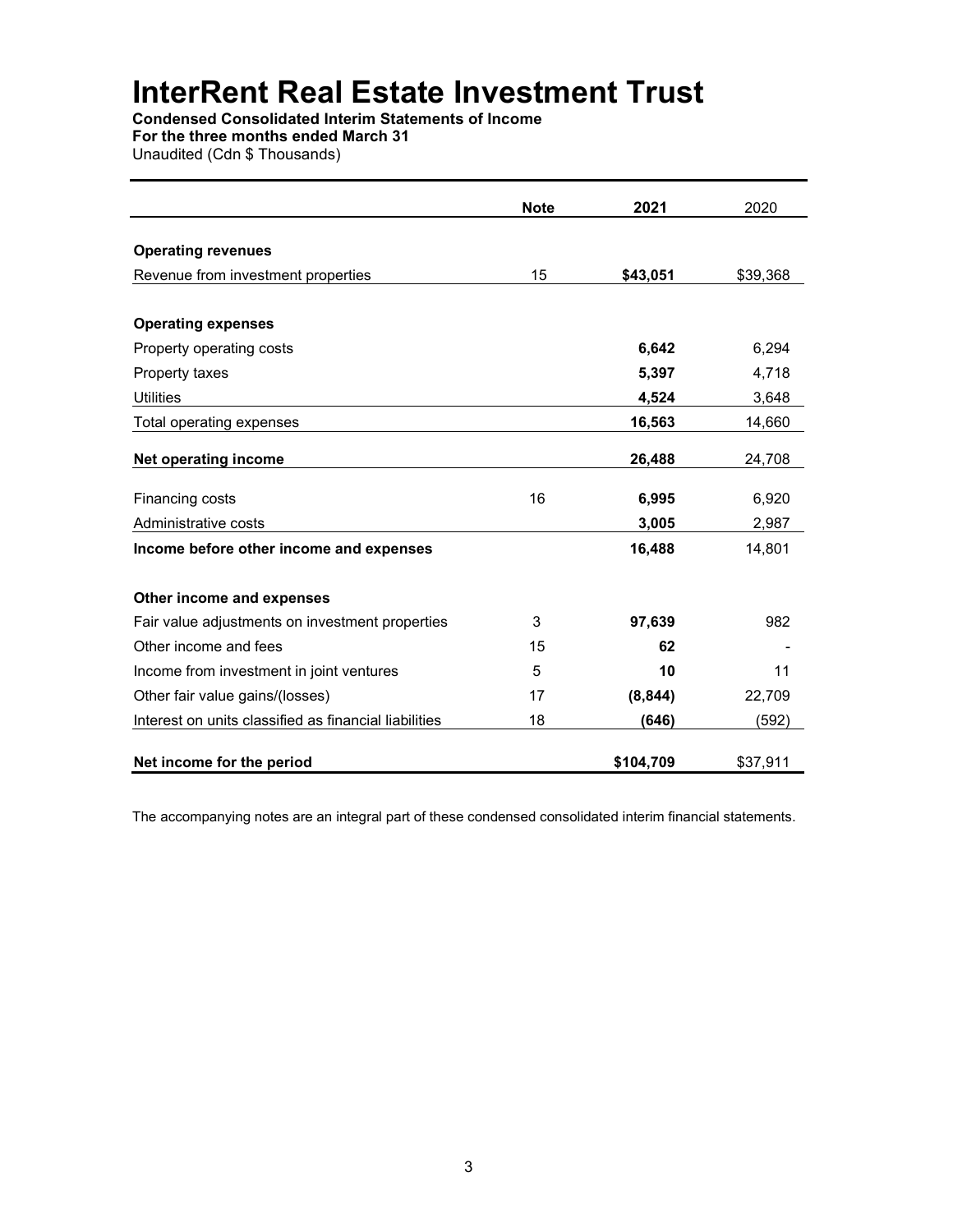# InterRent Real Estate Investment Trust

**Condensed Consolidated Interim Statements of Income**
**For the three months ended March 31**
Unaudited (Cdn $ Thousands)

| | Note | 2021 | 2020 |
|---|---|---|---|
| **Operating revenues** | | | |
| Revenue from investment properties | 15 | **$43,051** | $39,368 |
| **Operating expenses** | | | |
| Property operating costs | | **6,642** | 6,294 |
| Property taxes | | **5,397** | 4,718 |
| Utilities | | **4,524** | 3,648 |
| Total operating expenses | | **16,563** | 14,660 |
| **Net operating income** | | **26,488** | 24,708 |
| Financing costs | 16 | **6,995** | 6,920 |
| Administrative costs | | **3,005** | 2,987 |
| **Income before other income and expenses** | | **16,488** | 14,801 |
| **Other income and expenses** | | | |
| Fair value adjustments on investment properties | 3 | **97,639** | 982 |
| Other income and fees | 15 | **62** | - |
| Income from investment in joint ventures | 5 | **10** | 11 |
| Other fair value gains/(losses) | 17 | **(8,844)** | 22,709 |
| Interest on units classified as financial liabilities | 18 | **(646)** | (592) |
| **Net income for the period** | | **$104,709** | $37,911 |

The accompanying notes are an integral part of these condensed consolidated interim financial statements.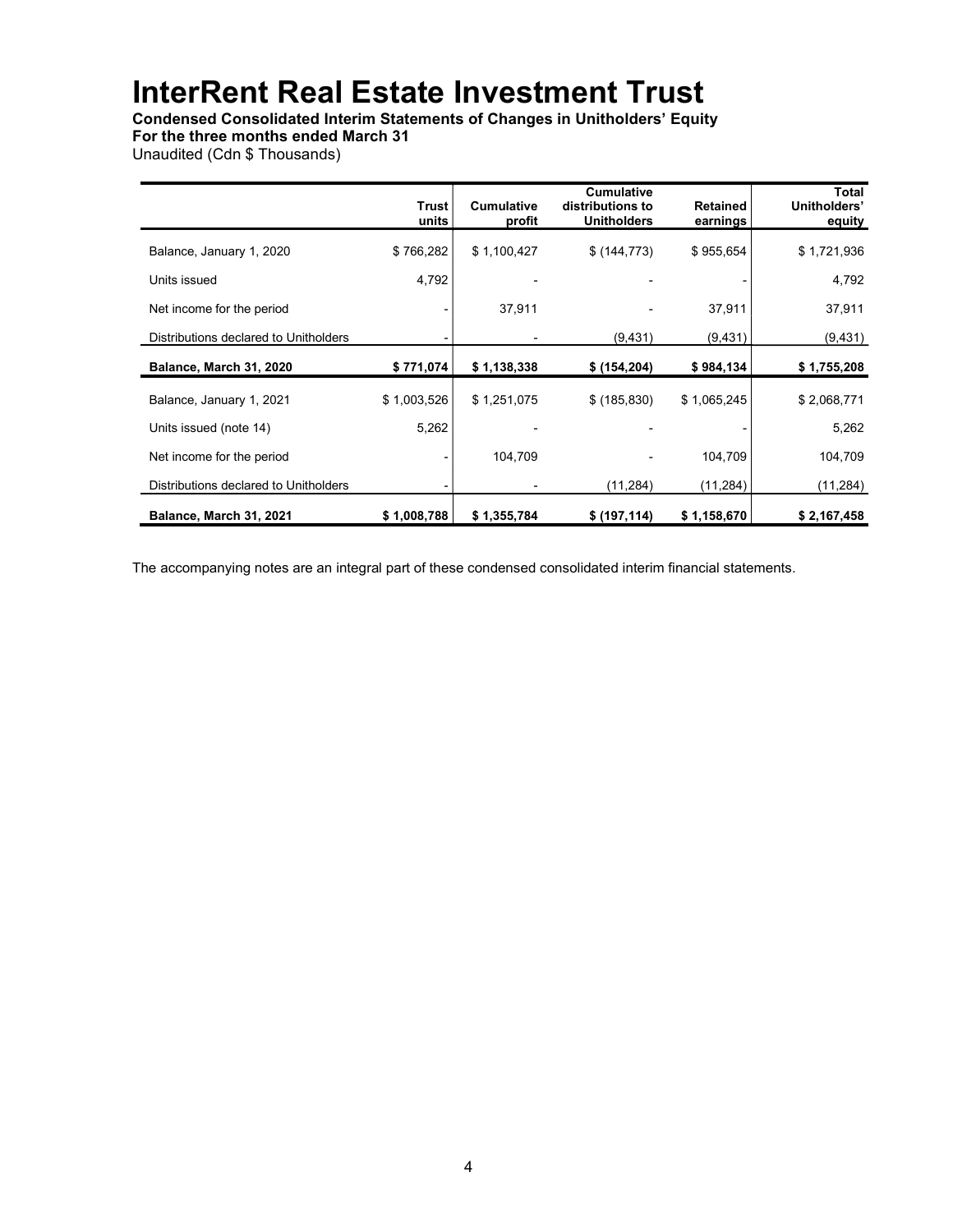# InterRent Real Estate Investment Trust

**Condensed Consolidated Interim Statements of Changes in Unitholders' Equity**
**For the three months ended March 31**
Unaudited (Cdn $ Thousands)

| | Trust units | Cumulative profit | Cumulative distributions to Unitholders | Retained earnings | Total Unitholders' equity |
|---|---|---|---|---|---|
| Balance, January 1, 2020 | $ 766,282 | $ 1,100,427 | $ (144,773) | $ 955,654 | $ 1,721,936 |
| Units issued | 4,792 | - | - | - | 4,792 |
| Net income for the period | - | 37,911 | - | 37,911 | 37,911 |
| Distributions declared to Unitholders | - | - | (9,431) | (9,431) | (9,431) |
| **Balance, March 31, 2020** | **$ 771,074** | **$ 1,138,338** | **$ (154,204)** | **$ 984,134** | **$ 1,755,208** |
| Balance, January 1, 2021 | $ 1,003,526 | $ 1,251,075 | $ (185,830) | $ 1,065,245 | $ 2,068,771 |
| Units issued (note 14) | 5,262 | - | - | - | 5,262 |
| Net income for the period | - | 104,709 | - | 104,709 | 104,709 |
| Distributions declared to Unitholders | - | - | (11,284) | (11,284) | (11,284) |
| **Balance, March 31, 2021** | **$ 1,008,788** | **$ 1,355,784** | **$ (197,114)** | **$ 1,158,670** | **$ 2,167,458** |

The accompanying notes are an integral part of these condensed consolidated interim financial statements.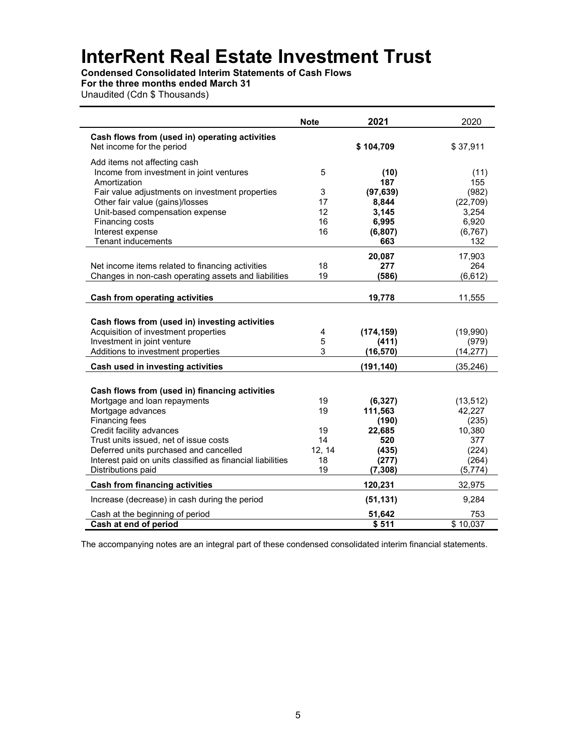# InterRent Real Estate Investment Trust

**Condensed Consolidated Interim Statements of Cash Flows**
**For the three months ended March 31**
Unaudited (Cdn $ Thousands)

| | Note | 2021 | 2020 |
|---|---|---|---|
| **Cash flows from (used in) operating activities** | | | |
| Net income for the period | | **$ 104,709** | $ 37,911 |
| Add items not affecting cash | | | |
| Income from investment in joint ventures | 5 | **(10)** | (11) |
| Amortization | | **187** | 155 |
| Fair value adjustments on investment properties | 3 | **(97,639)** | (982) |
| Other fair value (gains)/losses | 17 | **8,844** | (22,709) |
| Unit-based compensation expense | 12 | **3,145** | 3,254 |
| Financing costs | 16 | **6,995** | 6,920 |
| Interest expense | 16 | **(6,807)** | (6,767) |
| Tenant inducements | | **663** | 132 |
| | | **20,087** | 17,903 |
| Net income items related to financing activities | 18 | **277** | 264 |
| Changes in non-cash operating assets and liabilities | 19 | **(586)** | (6,612) |
| **Cash from operating activities** | | **19,778** | 11,555 |
| **Cash flows from (used in) investing activities** | | | |
| Acquisition of investment properties | 4 | **(174,159)** | (19,990) |
| Investment in joint venture | 5 | **(411)** | (979) |
| Additions to investment properties | 3 | **(16,570)** | (14,277) |
| **Cash used in investing activities** | | **(191,140)** | (35,246) |
| **Cash flows from (used in) financing activities** | | | |
| Mortgage and loan repayments | 19 | **(6,327)** | (13,512) |
| Mortgage advances | 19 | **111,563** | 42,227 |
| Financing fees | | **(190)** | (235) |
| Credit facility advances | 19 | **22,685** | 10,380 |
| Trust units issued, net of issue costs | 14 | **520** | 377 |
| Deferred units purchased and cancelled | 12, 14 | **(435)** | (224) |
| Interest paid on units classified as financial liabilities | 18 | **(277)** | (264) |
| Distributions paid | 19 | **(7,308)** | (5,774) |
| **Cash from financing activities** | | **120,231** | 32,975 |
| Increase (decrease) in cash during the period | | **(51,131)** | 9,284 |
| Cash at the beginning of period | | **51,642** | 753 |
| **Cash at end of period** | | **$ 511** | $ 10,037 |

The accompanying notes are an integral part of these condensed consolidated interim financial statements.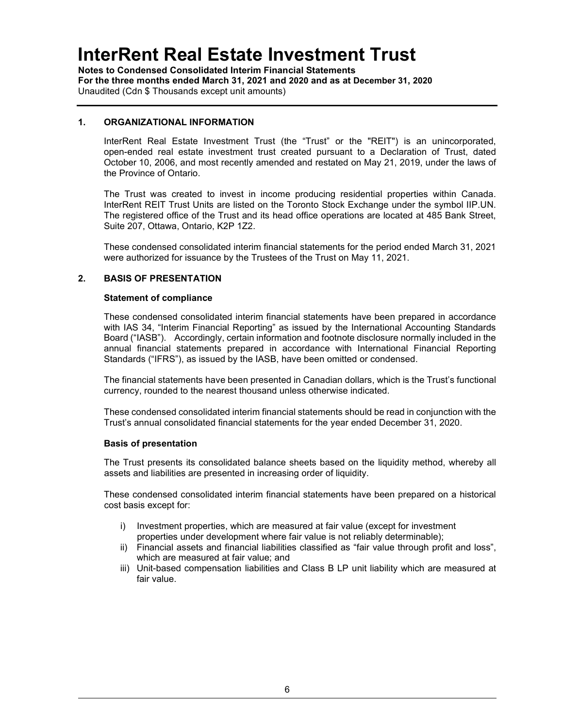## 1. ORGANIZATIONAL INFORMATION

InterRent Real Estate Investment Trust (the "Trust" or the "REIT") is an unincorporated, open-ended real estate investment trust created pursuant to a Declaration of Trust, dated October 10, 2006, and most recently amended and restated on May 21, 2019, under the laws of the Province of Ontario.

The Trust was created to invest in income producing residential properties within Canada. InterRent REIT Trust Units are listed on the Toronto Stock Exchange under the symbol IIP.UN. The registered office of the Trust and its head office operations are located at 485 Bank Street, Suite 207, Ottawa, Ontario, K2P 1Z2.

These condensed consolidated interim financial statements for the period ended March 31, 2021 were authorized for issuance by the Trustees of the Trust on May 11, 2021.

## 2. BASIS OF PRESENTATION

### Statement of compliance

These condensed consolidated interim financial statements have been prepared in accordance with IAS 34, "Interim Financial Reporting" as issued by the International Accounting Standards Board ("IASB"). Accordingly, certain information and footnote disclosure normally included in the annual financial statements prepared in accordance with International Financial Reporting Standards ("IFRS"), as issued by the IASB, have been omitted or condensed.

The financial statements have been presented in Canadian dollars, which is the Trust's functional currency, rounded to the nearest thousand unless otherwise indicated.

These condensed consolidated interim financial statements should be read in conjunction with the Trust's annual consolidated financial statements for the year ended December 31, 2020.

### Basis of presentation

The Trust presents its consolidated balance sheets based on the liquidity method, whereby all assets and liabilities are presented in increasing order of liquidity.

These condensed consolidated interim financial statements have been prepared on a historical cost basis except for:

i) Investment properties, which are measured at fair value (except for investment properties under development where fair value is not reliably determinable);
ii) Financial assets and financial liabilities classified as "fair value through profit and loss", which are measured at fair value; and
iii) Unit-based compensation liabilities and Class B LP unit liability which are measured at fair value.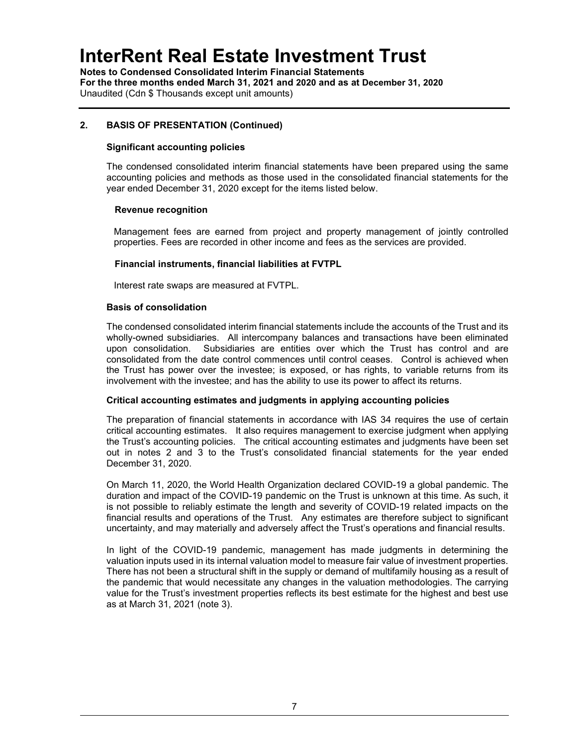## 2. BASIS OF PRESENTATION (Continued)

### Significant accounting policies

The condensed consolidated interim financial statements have been prepared using the same accounting policies and methods as those used in the consolidated financial statements for the year ended December 31, 2020 except for the items listed below.

#### Revenue recognition

Management fees are earned from project and property management of jointly controlled properties. Fees are recorded in other income and fees as the services are provided.

#### Financial instruments, financial liabilities at FVTPL

Interest rate swaps are measured at FVTPL.

### Basis of consolidation

The condensed consolidated interim financial statements include the accounts of the Trust and its wholly-owned subsidiaries. All intercompany balances and transactions have been eliminated upon consolidation. Subsidiaries are entities over which the Trust has control and are consolidated from the date control commences until control ceases. Control is achieved when the Trust has power over the investee; is exposed, or has rights, to variable returns from its involvement with the investee; and has the ability to use its power to affect its returns.

### Critical accounting estimates and judgments in applying accounting policies

The preparation of financial statements in accordance with IAS 34 requires the use of certain critical accounting estimates. It also requires management to exercise judgment when applying the Trust's accounting policies. The critical accounting estimates and judgments have been set out in notes 2 and 3 to the Trust's consolidated financial statements for the year ended December 31, 2020.

On March 11, 2020, the World Health Organization declared COVID-19 a global pandemic. The duration and impact of the COVID-19 pandemic on the Trust is unknown at this time. As such, it is not possible to reliably estimate the length and severity of COVID-19 related impacts on the financial results and operations of the Trust. Any estimates are therefore subject to significant uncertainty, and may materially and adversely affect the Trust's operations and financial results.

In light of the COVID-19 pandemic, management has made judgments in determining the valuation inputs used in its internal valuation model to measure fair value of investment properties. There has not been a structural shift in the supply or demand of multifamily housing as a result of the pandemic that would necessitate any changes in the valuation methodologies. The carrying value for the Trust's investment properties reflects its best estimate for the highest and best use as at March 31, 2021 (note 3).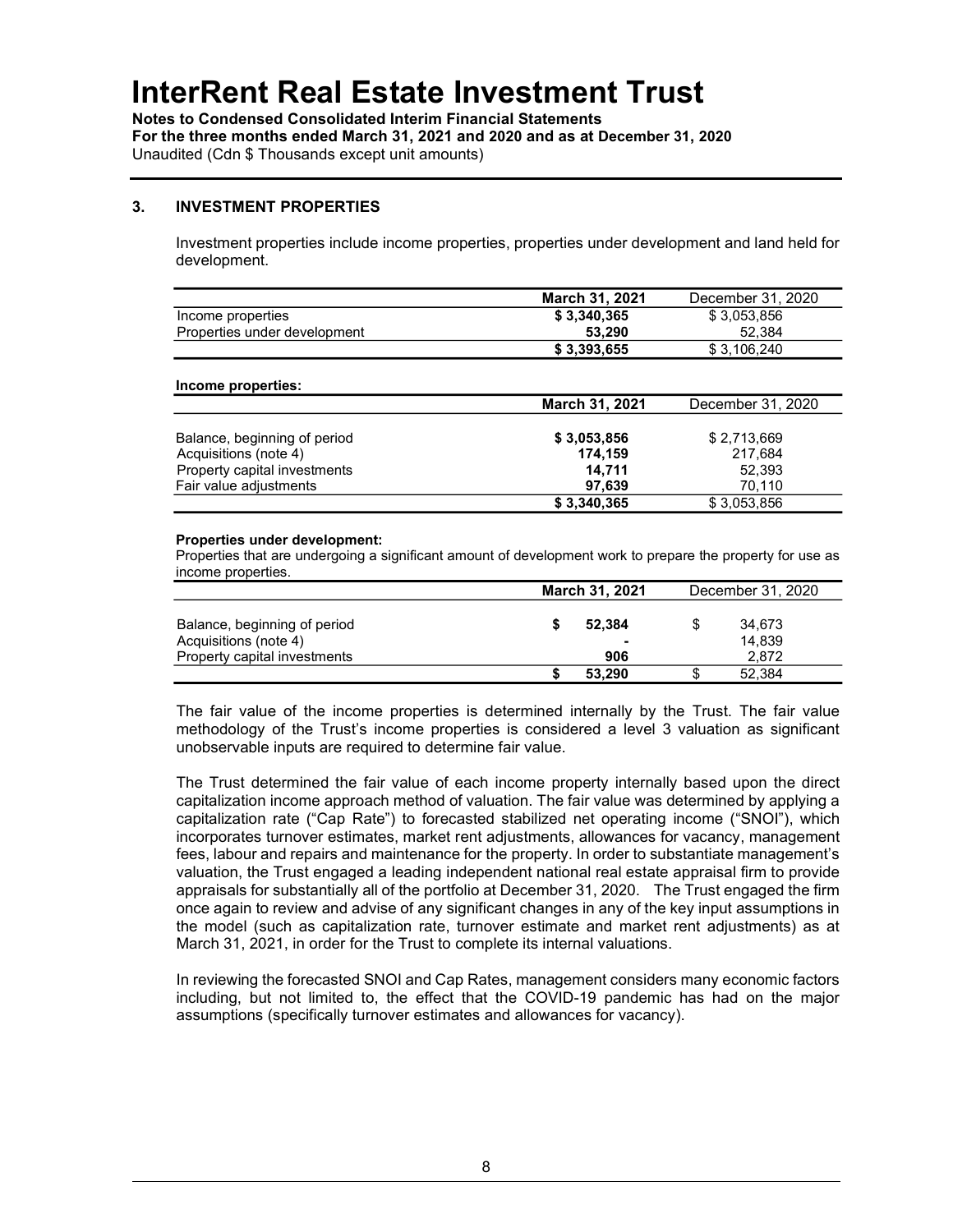## 3. INVESTMENT PROPERTIES

Investment properties include income properties, properties under development and land held for development.

| | **March 31, 2021** | December 31, 2020 |
|---|---|---|
| Income properties | **$ 3,340,365** | $ 3,053,856 |
| Properties under development | **53,290** | 52,384 |
| | **$ 3,393,655** | $ 3,106,240 |

**Income properties:**

| | **March 31, 2021** | December 31, 2020 |
|---|---|---|
| Balance, beginning of period | **$ 3,053,856** | $ 2,713,669 |
| Acquisitions (note 4) | **174,159** | 217,684 |
| Property capital investments | **14,711** | 52,393 |
| Fair value adjustments | **97,639** | 70,110 |
| | **$ 3,340,365** | $ 3,053,856 |

**Properties under development:**

Properties that are undergoing a significant amount of development work to prepare the property for use as income properties.

| | **March 31, 2021** | December 31, 2020 |
|---|---|---|
| Balance, beginning of period | **$ 52,384** | $ 34,673 |
| Acquisitions (note 4) | **-** | 14,839 |
| Property capital investments | **906** | 2,872 |
| | **$ 53,290** | $ 52,384 |

The fair value of the income properties is determined internally by the Trust. The fair value methodology of the Trust's income properties is considered a level 3 valuation as significant unobservable inputs are required to determine fair value.

The Trust determined the fair value of each income property internally based upon the direct capitalization income approach method of valuation. The fair value was determined by applying a capitalization rate ("Cap Rate") to forecasted stabilized net operating income ("SNOI"), which incorporates turnover estimates, market rent adjustments, allowances for vacancy, management fees, labour and repairs and maintenance for the property. In order to substantiate management's valuation, the Trust engaged a leading independent national real estate appraisal firm to provide appraisals for substantially all of the portfolio at December 31, 2020. The Trust engaged the firm once again to review and advise of any significant changes in any of the key input assumptions in the model (such as capitalization rate, turnover estimate and market rent adjustments) as at March 31, 2021, in order for the Trust to complete its internal valuations.

In reviewing the forecasted SNOI and Cap Rates, management considers many economic factors including, but not limited to, the effect that the COVID-19 pandemic has had on the major assumptions (specifically turnover estimates and allowances for vacancy).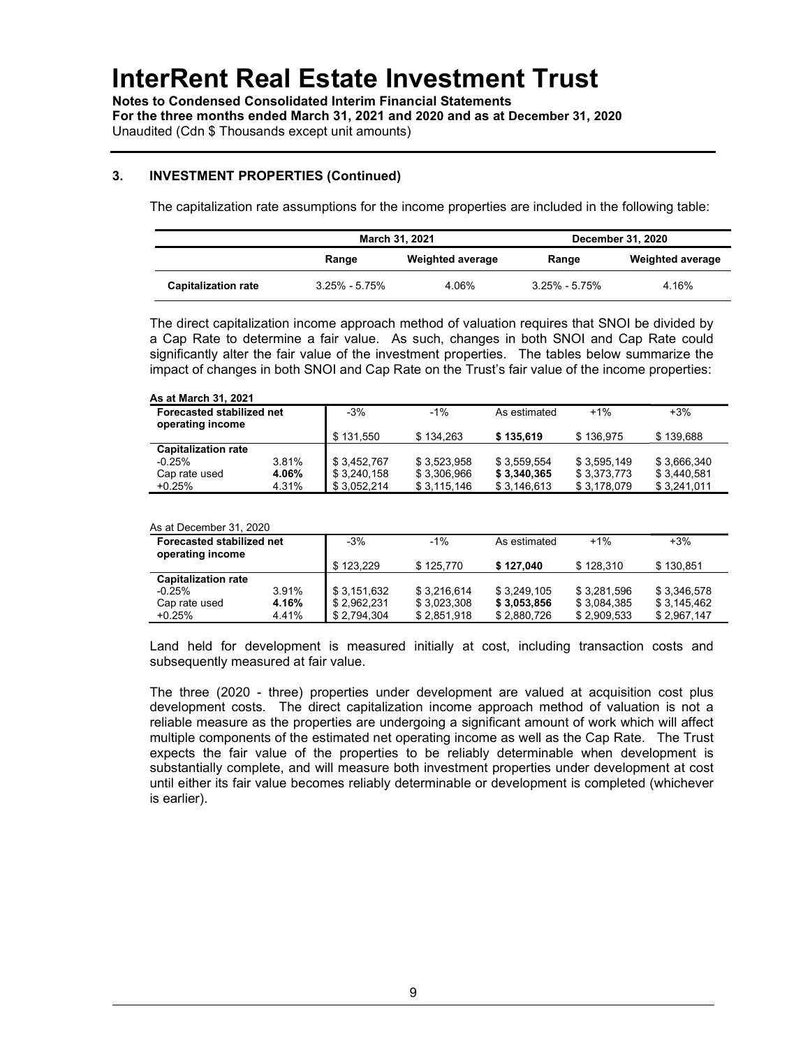## 3. INVESTMENT PROPERTIES (Continued)

The capitalization rate assumptions for the income properties are included in the following table:

| | March 31, 2021 | | December 31, 2020 | |
|---|---|---|---|---|
| | **Range** | **Weighted average** | **Range** | **Weighted average** |
| **Capitalization rate** | 3.25% - 5.75% | 4.06% | 3.25% - 5.75% | 4.16% |

The direct capitalization income approach method of valuation requires that SNOI be divided by a Cap Rate to determine a fair value. As such, changes in both SNOI and Cap Rate could significantly alter the fair value of the investment properties. The tables below summarize the impact of changes in both SNOI and Cap Rate on the Trust's fair value of the income properties:

**As at March 31, 2021**

| **Forecasted stabilized net operating income** | | -3% | -1% | As estimated | +1% | +3% |
|---|---|---|---|---|---|---|
| | | $ 131,550 | $ 134,263 | **$ 135,619** | $ 136,975 | $ 139,688 |
| **Capitalization rate** | | | | | | |
| -0.25% | 3.81% | $ 3,452,767 | $ 3,523,958 | $ 3,559,554 | $ 3,595,149 | $ 3,666,340 |
| Cap rate used | **4.06%** | $ 3,240,158 | $ 3,306,966 | **$ 3,340,365** | $ 3,373,773 | $ 3,440,581 |
| +0.25% | 4.31% | $ 3,052,214 | $ 3,115,146 | $ 3,146,613 | $ 3,178,079 | $ 3,241,011 |

As at December 31, 2020

| **Forecasted stabilized net operating income** | | -3% | -1% | As estimated | +1% | +3% |
|---|---|---|---|---|---|---|
| | | $ 123,229 | $ 125,770 | **$ 127,040** | $ 128,310 | $ 130,851 |
| **Capitalization rate** | | | | | | |
| -0.25% | 3.91% | $ 3,151,632 | $ 3,216,614 | $ 3,249,105 | $ 3,281,596 | $ 3,346,578 |
| Cap rate used | **4.16%** | $ 2,962,231 | $ 3,023,308 | **$ 3,053,856** | $ 3,084,385 | $ 3,145,462 |
| +0.25% | 4.41% | $ 2,794,304 | $ 2,851,918 | $ 2,880,726 | $ 2,909,533 | $ 2,967,147 |

Land held for development is measured initially at cost, including transaction costs and subsequently measured at fair value.

The three (2020 - three) properties under development are valued at acquisition cost plus development costs. The direct capitalization income approach method of valuation is not a reliable measure as the properties are undergoing a significant amount of work which will affect multiple components of the estimated net operating income as well as the Cap Rate. The Trust expects the fair value of the properties to be reliably determinable when development is substantially complete, and will measure both investment properties under development at cost until either its fair value becomes reliably determinable or development is completed (whichever is earlier).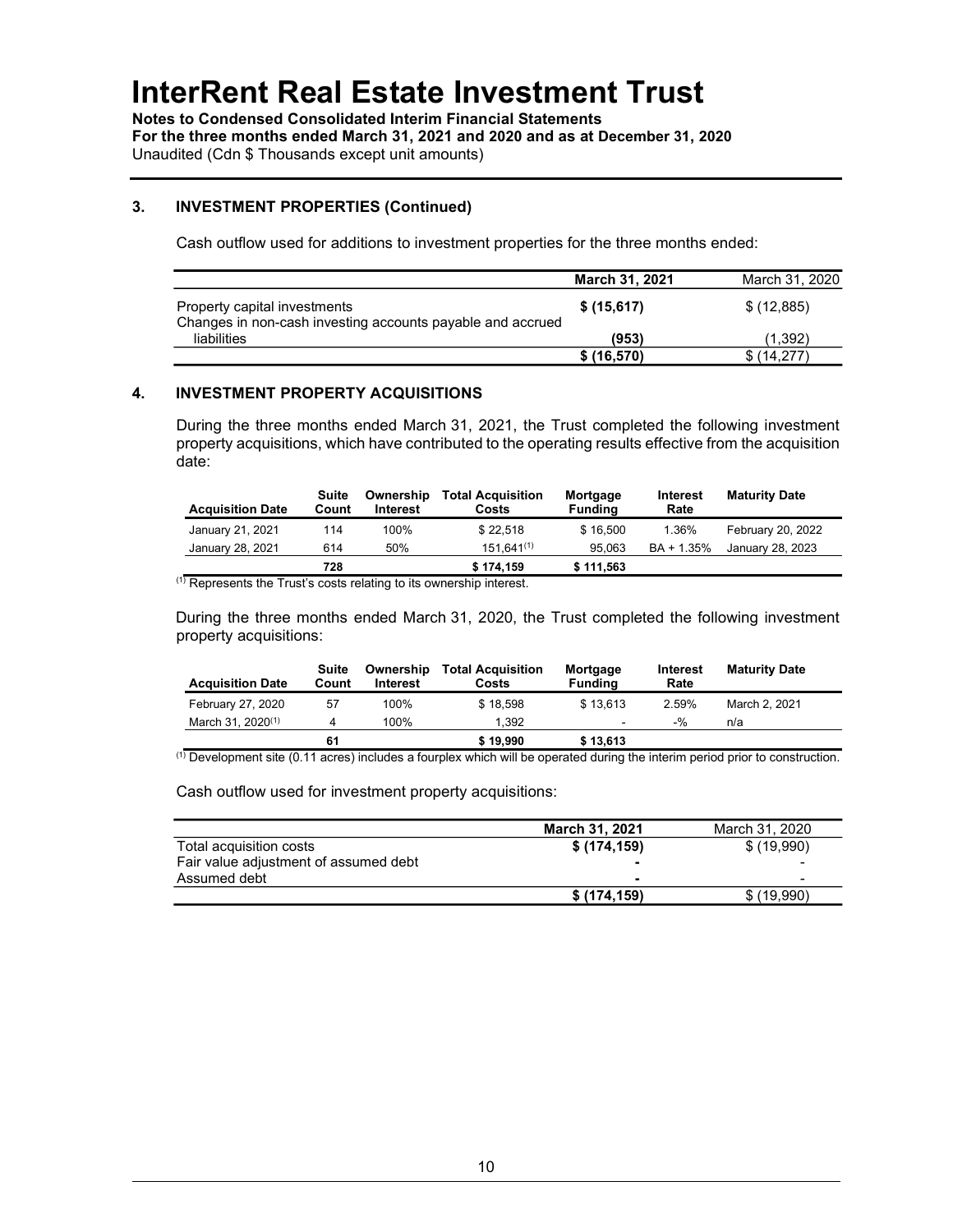## 3. INVESTMENT PROPERTIES (Continued)

Cash outflow used for additions to investment properties for the three months ended:

| | **March 31, 2021** | March 31, 2020 |
|---|---|---|
| Property capital investments | **$ (15,617)** | $ (12,885) |
| Changes in non-cash investing accounts payable and accrued liabilities | **(953)** | (1,392) |
| | **$ (16,570)** | $ (14,277) |

## 4. INVESTMENT PROPERTY ACQUISITIONS

During the three months ended March 31, 2021, the Trust completed the following investment property acquisitions, which have contributed to the operating results effective from the acquisition date:

| Acquisition Date | Suite Count | Ownership Interest | Total Acquisition Costs | Mortgage Funding | Interest Rate | Maturity Date |
|---|---|---|---|---|---|---|
| January 21, 2021 | 114 | 100% | $ 22,518 | $ 16,500 | 1.36% | February 20, 2022 |
| January 28, 2021 | 614 | 50% | 151,641[1] | 95,063 | BA + 1.35% | January 28, 2023 |
| | **728** | | **$ 174,159** | **$ 111,563** | | |

[1] Represents the Trust's costs relating to its ownership interest.

During the three months ended March 31, 2020, the Trust completed the following investment property acquisitions:

| Acquisition Date | Suite Count | Ownership Interest | Total Acquisition Costs | Mortgage Funding | Interest Rate | Maturity Date |
|---|---|---|---|---|---|---|
| February 27, 2020 | 57 | 100% | $ 18,598 | $ 13,613 | 2.59% | March 2, 2021 |
| March 31, 2020[1] | 4 | 100% | 1,392 | - | -% | n/a |
| | **61** | | **$ 19,990** | **$ 13,613** | | |

[1] Development site (0.11 acres) includes a fourplex which will be operated during the interim period prior to construction.

Cash outflow used for investment property acquisitions:

| | **March 31, 2021** | March 31, 2020 |
|---|---|---|
| Total acquisition costs | **$ (174,159)** | $ (19,990) |
| Fair value adjustment of assumed debt | **-** | - |
| Assumed debt | **-** | - |
| | **$ (174,159)** | $ (19,990) |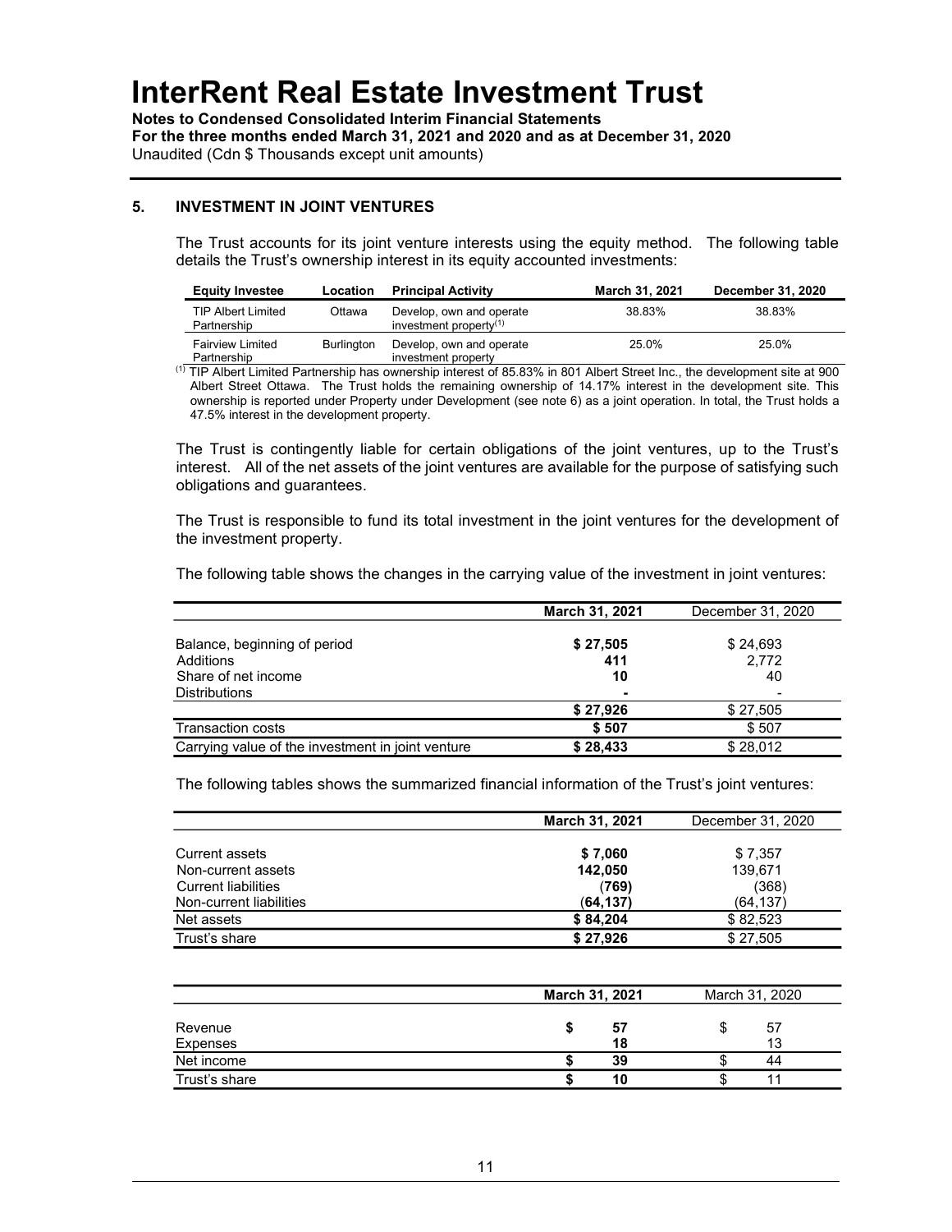## 5. INVESTMENT IN JOINT VENTURES

The Trust accounts for its joint venture interests using the equity method. The following table details the Trust's ownership interest in its equity accounted investments:

| Equity Investee | Location | Principal Activity | March 31, 2021 | December 31, 2020 |
|---|---|---|---|---|
| TIP Albert Limited Partnership | Ottawa | Develop, own and operate investment property[(1)] | 38.83% | 38.83% |
| Fairview Limited Partnership | Burlington | Develop, own and operate investment property | 25.0% | 25.0% |

[(1)] TIP Albert Limited Partnership has ownership interest of 85.83% in 801 Albert Street Inc., the development site at 900 Albert Street Ottawa. The Trust holds the remaining ownership of 14.17% interest in the development site. This ownership is reported under Property under Development (see note 6) as a joint operation. In total, the Trust holds a 47.5% interest in the development property.

The Trust is contingently liable for certain obligations of the joint ventures, up to the Trust's interest. All of the net assets of the joint ventures are available for the purpose of satisfying such obligations and guarantees.

The Trust is responsible to fund its total investment in the joint ventures for the development of the investment property.

The following table shows the changes in the carrying value of the investment in joint ventures:

| | March 31, 2021 | December 31, 2020 |
|---|---|---|
| Balance, beginning of period | **$ 27,505** | $ 24,693 |
| Additions | **411** | 2,772 |
| Share of net income | **10** | 40 |
| Distributions | **-** | - |
| | **$ 27,926** | $ 27,505 |
| Transaction costs | **$ 507** | $ 507 |
| Carrying value of the investment in joint venture | **$ 28,433** | $ 28,012 |

The following tables shows the summarized financial information of the Trust's joint ventures:

| | March 31, 2021 | December 31, 2020 |
|---|---|---|
| Current assets | **$ 7,060** | $ 7,357 |
| Non-current assets | **142,050** | 139,671 |
| Current liabilities | **(769)** | (368) |
| Non-current liabilities | **(64,137)** | (64,137) |
| Net assets | **$ 84,204** | $ 82,523 |
| Trust's share | **$ 27,926** | $ 27,505 |

| | March 31, 2021 | March 31, 2020 |
|---|---|---|
| Revenue | **$ 57** | $ 57 |
| Expenses | **18** | 13 |
| Net income | **$ 39** | $ 44 |
| Trust's share | **$ 10** | $ 11 |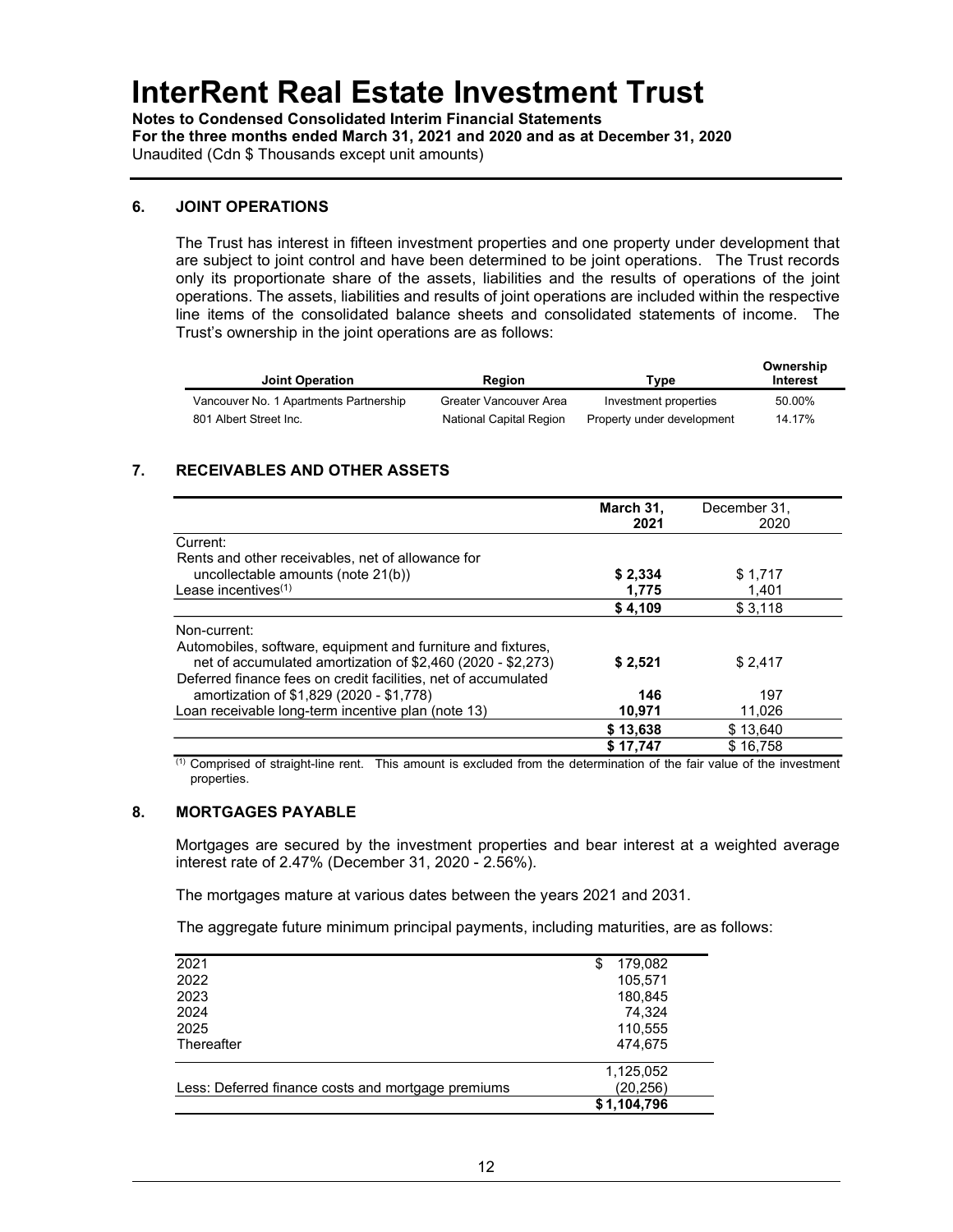# InterRent Real Estate Investment Trust

**Notes to Condensed Consolidated Interim Financial Statements**
**For the three months ended March 31, 2021 and 2020 and as at December 31, 2020**
Unaudited (Cdn $ Thousands except unit amounts)

## 6. JOINT OPERATIONS

The Trust has interest in fifteen investment properties and one property under development that are subject to joint control and have been determined to be joint operations. The Trust records only its proportionate share of the assets, liabilities and the results of operations of the joint operations. The assets, liabilities and results of joint operations are included within the respective line items of the consolidated balance sheets and consolidated statements of income. The Trust's ownership in the joint operations are as follows:

| Joint Operation | Region | Type | Ownership Interest |
|---|---|---|---|
| Vancouver No. 1 Apartments Partnership | Greater Vancouver Area | Investment properties | 50.00% |
| 801 Albert Street Inc. | National Capital Region | Property under development | 14.17% |

## 7. RECEIVABLES AND OTHER ASSETS

| | March 31, 2021 | December 31, 2020 |
|---|---|---|
| Current: | | |
| Rents and other receivables, net of allowance for uncollectable amounts (note 21(b)) | **$ 2,334** | $ 1,717 |
| Lease incentives[(1)] | **1,775** | 1,401 |
| | **$ 4,109** | $ 3,118 |
| Non-current: | | |
| Automobiles, software, equipment and furniture and fixtures, net of accumulated amortization of $2,460 (2020 - $2,273) | **$ 2,521** | $ 2,417 |
| Deferred finance fees on credit facilities, net of accumulated amortization of $1,829 (2020 - $1,778) | **146** | 197 |
| Loan receivable long-term incentive plan (note 13) | **10,971** | 11,026 |
| | **$ 13,638** | $ 13,640 |
| | **$ 17,747** | $ 16,758 |

(1) Comprised of straight-line rent. This amount is excluded from the determination of the fair value of the investment properties.

## 8. MORTGAGES PAYABLE

Mortgages are secured by the investment properties and bear interest at a weighted average interest rate of 2.47% (December 31, 2020 - 2.56%).

The mortgages mature at various dates between the years 2021 and 2031.

The aggregate future minimum principal payments, including maturities, are as follows:

| | |
|---|---|
| 2021 | $ 179,082 |
| 2022 | 105,571 |
| 2023 | 180,845 |
| 2024 | 74,324 |
| 2025 | 110,555 |
| Thereafter | 474,675 |
| | 1,125,052 |
| Less: Deferred finance costs and mortgage premiums | (20,256) |
| | $ 1,104,796 |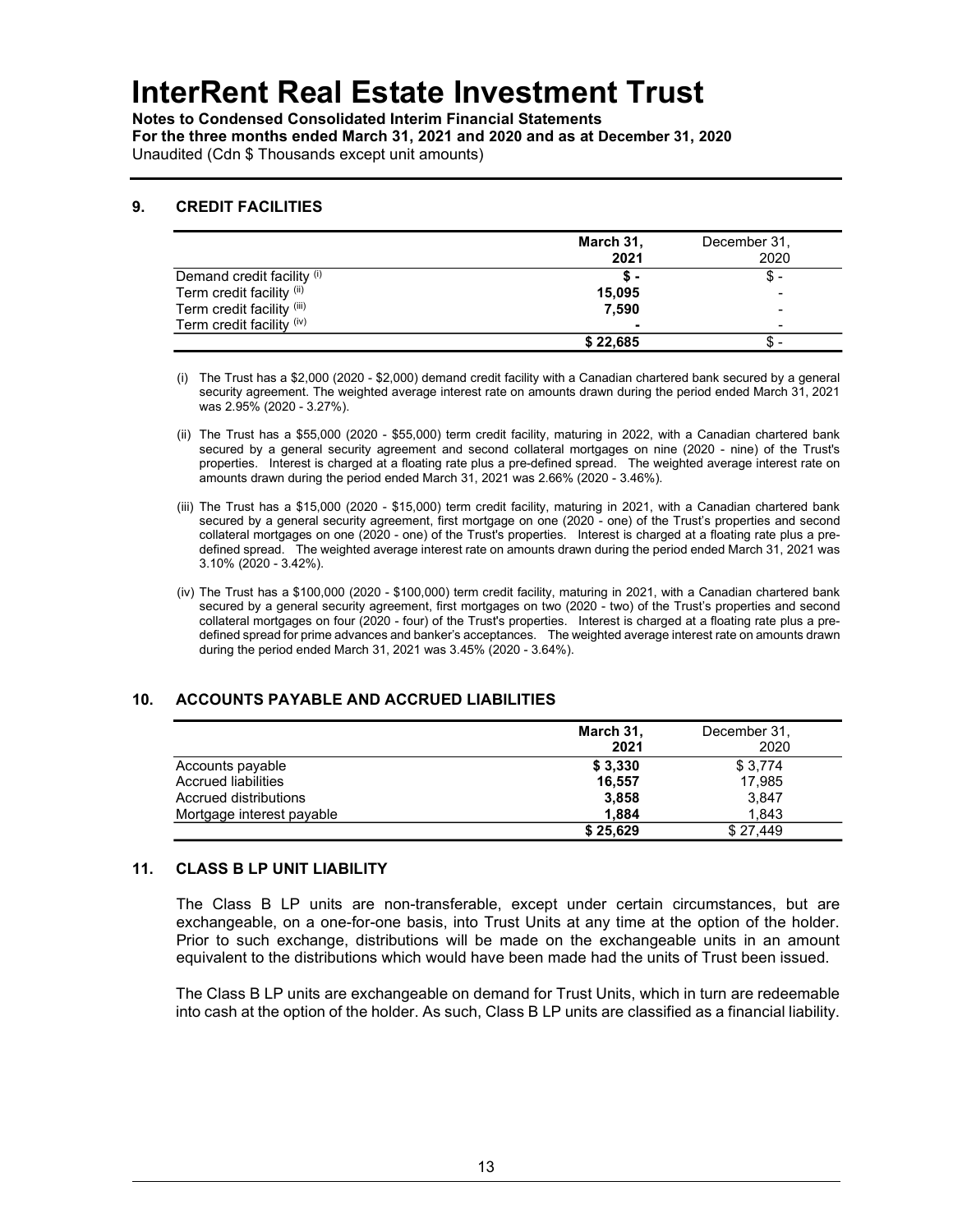# InterRent Real Estate Investment Trust

**Notes to Condensed Consolidated Interim Financial Statements**
**For the three months ended March 31, 2021 and 2020 and as at December 31, 2020**
Unaudited (Cdn $ Thousands except unit amounts)

## 9. CREDIT FACILITIES

| | March 31, 2021 | December 31, 2020 |
|---|---|---|
| Demand credit facility [(i)] | **$ -** | $ - |
| Term credit facility [(ii)] | **15,095** | - |
| Term credit facility [(iii)] | **7,590** | - |
| Term credit facility [(iv)] | **-** | - |
| | **$ 22,685** | $ - |

(i) The Trust has a $2,000 (2020 - $2,000) demand credit facility with a Canadian chartered bank secured by a general security agreement. The weighted average interest rate on amounts drawn during the period ended March 31, 2021 was 2.95% (2020 - 3.27%).

(ii) The Trust has a $55,000 (2020 - $55,000) term credit facility, maturing in 2022, with a Canadian chartered bank secured by a general security agreement and second collateral mortgages on nine (2020 - nine) of the Trust's properties. Interest is charged at a floating rate plus a pre-defined spread. The weighted average interest rate on amounts drawn during the period ended March 31, 2021 was 2.66% (2020 - 3.46%).

(iii) The Trust has a $15,000 (2020 - $15,000) term credit facility, maturing in 2021, with a Canadian chartered bank secured by a general security agreement, first mortgage on one (2020 - one) of the Trust's properties and second collateral mortgages on one (2020 - one) of the Trust's properties. Interest is charged at a floating rate plus a pre-defined spread. The weighted average interest rate on amounts drawn during the period ended March 31, 2021 was 3.10% (2020 - 3.42%).

(iv) The Trust has a $100,000 (2020 - $100,000) term credit facility, maturing in 2021, with a Canadian chartered bank secured by a general security agreement, first mortgages on two (2020 - two) of the Trust's properties and second collateral mortgages on four (2020 - four) of the Trust's properties. Interest is charged at a floating rate plus a pre-defined spread for prime advances and banker's acceptances. The weighted average interest rate on amounts drawn during the period ended March 31, 2021 was 3.45% (2020 - 3.64%).

## 10. ACCOUNTS PAYABLE AND ACCRUED LIABILITIES

| | March 31, 2021 | December 31, 2020 |
|---|---|---|
| Accounts payable | **$ 3,330** | $ 3,774 |
| Accrued liabilities | **16,557** | 17,985 |
| Accrued distributions | **3,858** | 3,847 |
| Mortgage interest payable | **1,884** | 1,843 |
| | **$ 25,629** | $ 27,449 |

## 11. CLASS B LP UNIT LIABILITY

The Class B LP units are non-transferable, except under certain circumstances, but are exchangeable, on a one-for-one basis, into Trust Units at any time at the option of the holder. Prior to such exchange, distributions will be made on the exchangeable units in an amount equivalent to the distributions which would have been made had the units of Trust been issued.

The Class B LP units are exchangeable on demand for Trust Units, which in turn are redeemable into cash at the option of the holder. As such, Class B LP units are classified as a financial liability.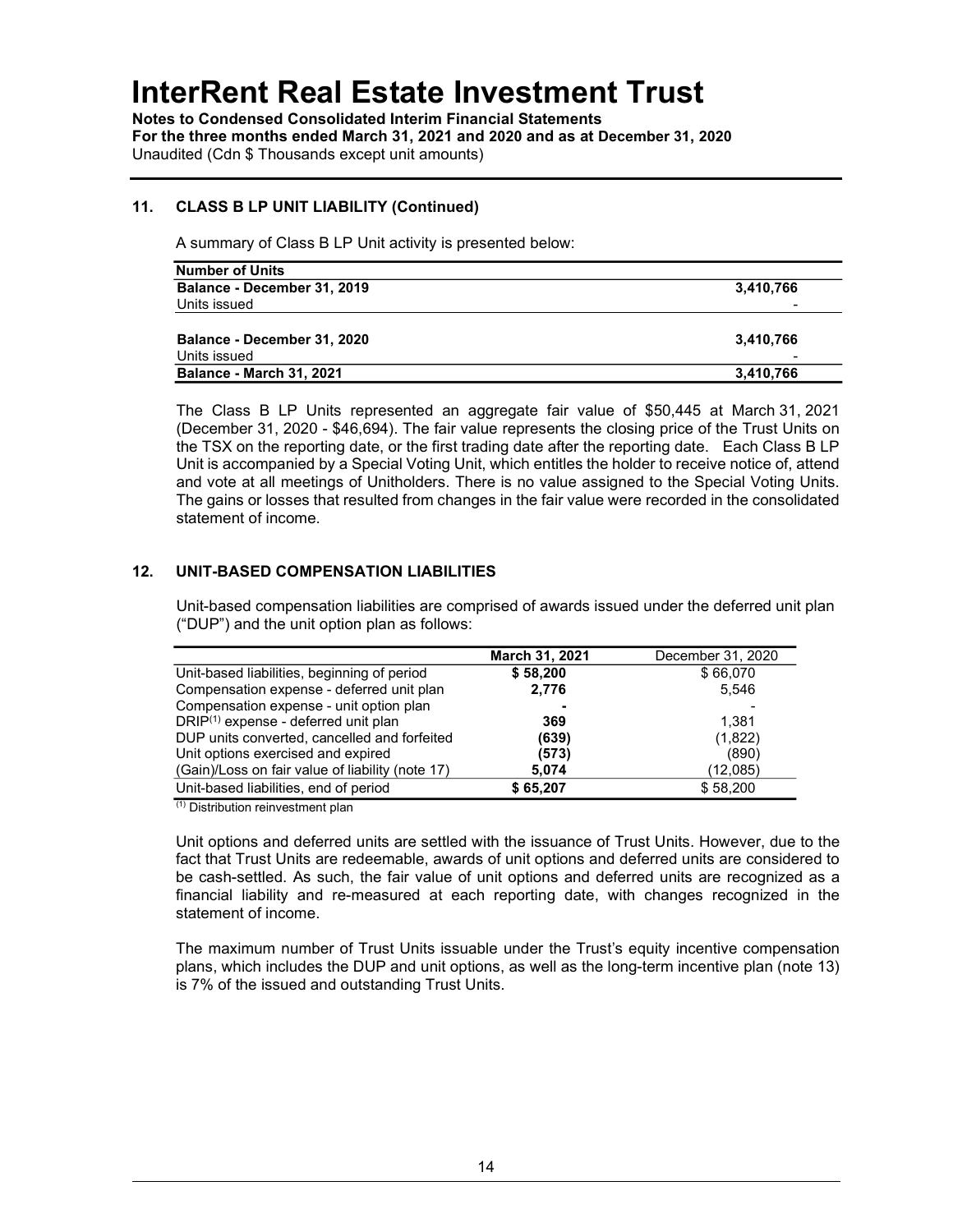## 11. CLASS B LP UNIT LIABILITY (Continued)

A summary of Class B LP Unit activity is presented below:

| **Number of Units** | |
|---|---|
| **Balance - December 31, 2019** | **3,410,766** |
| Units issued | - |
| | |
| **Balance - December 31, 2020** | **3,410,766** |
| Units issued | - |
| **Balance - March 31, 2021** | **3,410,766** |

The Class B LP Units represented an aggregate fair value of $50,445 at March 31, 2021 (December 31, 2020 - $46,694). The fair value represents the closing price of the Trust Units on the TSX on the reporting date, or the first trading date after the reporting date. Each Class B LP Unit is accompanied by a Special Voting Unit, which entitles the holder to receive notice of, attend and vote at all meetings of Unitholders. There is no value assigned to the Special Voting Units. The gains or losses that resulted from changes in the fair value were recorded in the consolidated statement of income.

## 12. UNIT-BASED COMPENSATION LIABILITIES

Unit-based compensation liabilities are comprised of awards issued under the deferred unit plan ("DUP") and the unit option plan as follows:

| | **March 31, 2021** | December 31, 2020 |
|---|---|---|
| Unit-based liabilities, beginning of period | **$ 58,200** | $ 66,070 |
| Compensation expense - deferred unit plan | **2,776** | 5,546 |
| Compensation expense - unit option plan | **-** | - |
| DRIP[(1)] expense - deferred unit plan | **369** | 1,381 |
| DUP units converted, cancelled and forfeited | **(639)** | (1,822) |
| Unit options exercised and expired | **(573)** | (890) |
| (Gain)/Loss on fair value of liability (note 17) | **5,074** | (12,085) |
| Unit-based liabilities, end of period | **$ 65,207** | $ 58,200 |

[(1)] Distribution reinvestment plan

Unit options and deferred units are settled with the issuance of Trust Units. However, due to the fact that Trust Units are redeemable, awards of unit options and deferred units are considered to be cash-settled. As such, the fair value of unit options and deferred units are recognized as a financial liability and re-measured at each reporting date, with changes recognized in the statement of income.

The maximum number of Trust Units issuable under the Trust's equity incentive compensation plans, which includes the DUP and unit options, as well as the long-term incentive plan (note 13) is 7% of the issued and outstanding Trust Units.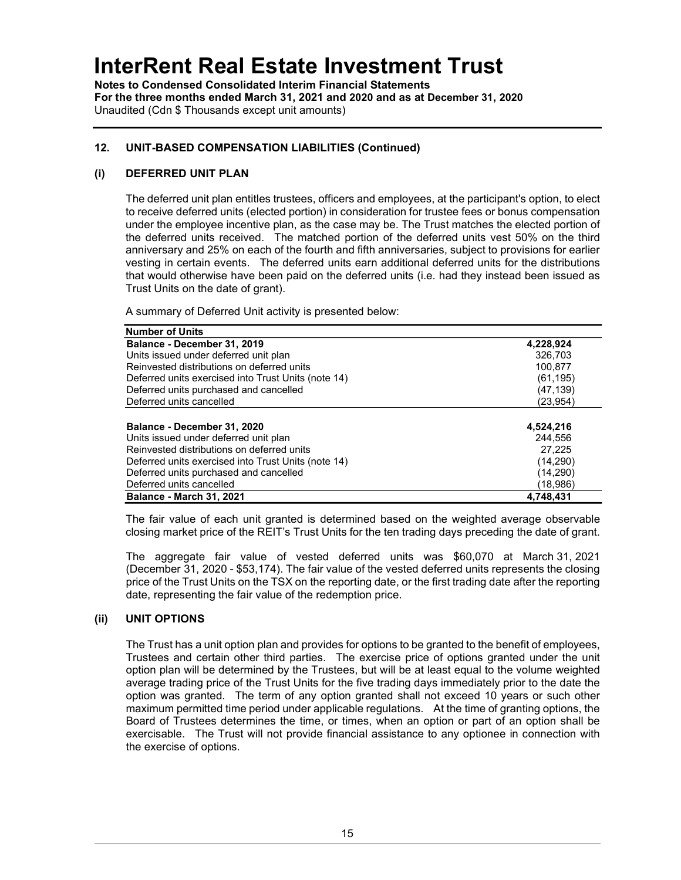## 12. UNIT-BASED COMPENSATION LIABILITIES (Continued)

### (i) DEFERRED UNIT PLAN

The deferred unit plan entitles trustees, officers and employees, at the participant's option, to elect to receive deferred units (elected portion) in consideration for trustee fees or bonus compensation under the employee incentive plan, as the case may be. The Trust matches the elected portion of the deferred units received. The matched portion of the deferred units vest 50% on the third anniversary and 25% on each of the fourth and fifth anniversaries, subject to provisions for earlier vesting in certain events. The deferred units earn additional deferred units for the distributions that would otherwise have been paid on the deferred units (i.e. had they instead been issued as Trust Units on the date of grant).

A summary of Deferred Unit activity is presented below:

| Number of Units | |
|---|---|
| **Balance - December 31, 2019** | **4,228,924** |
| Units issued under deferred unit plan | 326,703 |
| Reinvested distributions on deferred units | 100,877 |
| Deferred units exercised into Trust Units (note 14) | (61,195) |
| Deferred units purchased and cancelled | (47,139) |
| Deferred units cancelled | (23,954) |
| | |
| **Balance - December 31, 2020** | **4,524,216** |
| Units issued under deferred unit plan | 244,556 |
| Reinvested distributions on deferred units | 27,225 |
| Deferred units exercised into Trust Units (note 14) | (14,290) |
| Deferred units purchased and cancelled | (14,290) |
| Deferred units cancelled | (18,986) |
| **Balance - March 31, 2021** | **4,748,431** |

The fair value of each unit granted is determined based on the weighted average observable closing market price of the REIT's Trust Units for the ten trading days preceding the date of grant.

The aggregate fair value of vested deferred units was $60,070 at March 31, 2021 (December 31, 2020 - $53,174). The fair value of the vested deferred units represents the closing price of the Trust Units on the TSX on the reporting date, or the first trading date after the reporting date, representing the fair value of the redemption price.

### (ii) UNIT OPTIONS

The Trust has a unit option plan and provides for options to be granted to the benefit of employees, Trustees and certain other third parties. The exercise price of options granted under the unit option plan will be determined by the Trustees, but will be at least equal to the volume weighted average trading price of the Trust Units for the five trading days immediately prior to the date the option was granted. The term of any option granted shall not exceed 10 years or such other maximum permitted time period under applicable regulations. At the time of granting options, the Board of Trustees determines the time, or times, when an option or part of an option shall be exercisable. The Trust will not provide financial assistance to any optionee in connection with the exercise of options.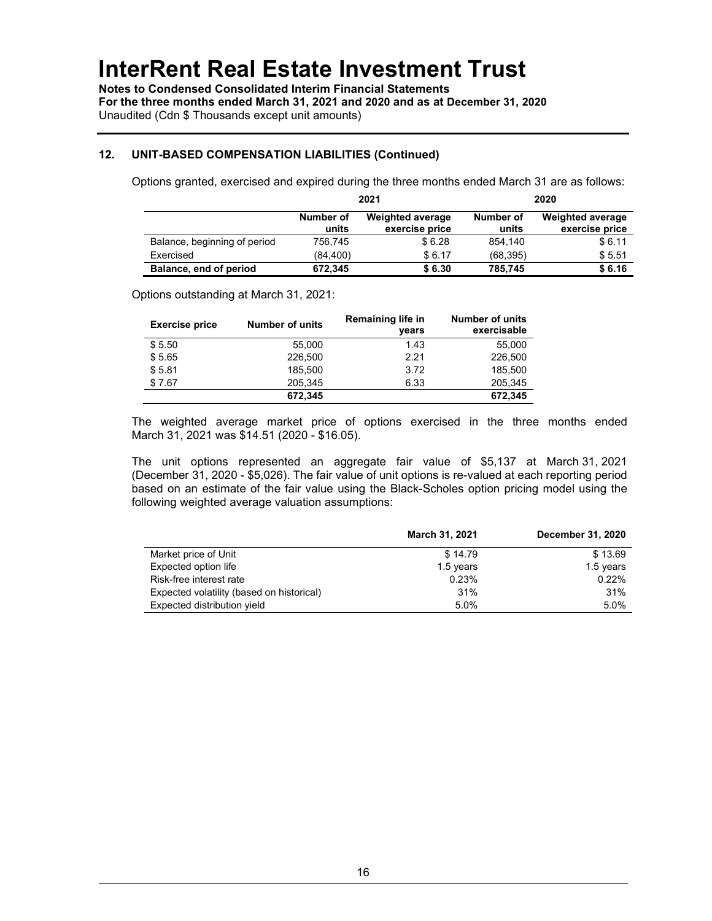# InterRent Real Estate Investment Trust

**Notes to Condensed Consolidated Interim Financial Statements**
**For the three months ended March 31, 2021 and 2020 and as at December 31, 2020**
Unaudited (Cdn $ Thousands except unit amounts)

## 12. UNIT-BASED COMPENSATION LIABILITIES (Continued)

Options granted, exercised and expired during the three months ended March 31 are as follows:

| | 2021 | | 2020 | |
|---|---|---|---|---|
| | Number of units | Weighted average exercise price | Number of units | Weighted average exercise price |
| Balance, beginning of period | 756,745 | $ 6.28 | 854,140 | $ 6.11 |
| Exercised | (84,400) | $ 6.17 | (68,395) | $ 5.51 |
| **Balance, end of period** | **672,345** | **$ 6.30** | **785,745** | **$ 6.16** |

Options outstanding at March 31, 2021:

| Exercise price | Number of units | Remaining life in years | Number of units exercisable |
|---|---|---|---|
| $ 5.50 | 55,000 | 1.43 | 55,000 |
| $ 5.65 | 226,500 | 2.21 | 226,500 |
| $ 5.81 | 185,500 | 3.72 | 185,500 |
| $ 7.67 | 205,345 | 6.33 | 205,345 |
| | **672,345** | | **672,345** |

The weighted average market price of options exercised in the three months ended March 31, 2021 was $14.51 (2020 - $16.05).

The unit options represented an aggregate fair value of $5,137 at March 31, 2021 (December 31, 2020 - $5,026). The fair value of unit options is re-valued at each reporting period based on an estimate of the fair value using the Black-Scholes option pricing model using the following weighted average valuation assumptions:

| | March 31, 2021 | December 31, 2020 |
|---|---|---|
| Market price of Unit | $ 14.79 | $ 13.69 |
| Expected option life | 1.5 years | 1.5 years |
| Risk-free interest rate | 0.23% | 0.22% |
| Expected volatility (based on historical) | 31% | 31% |
| Expected distribution yield | 5.0% | 5.0% |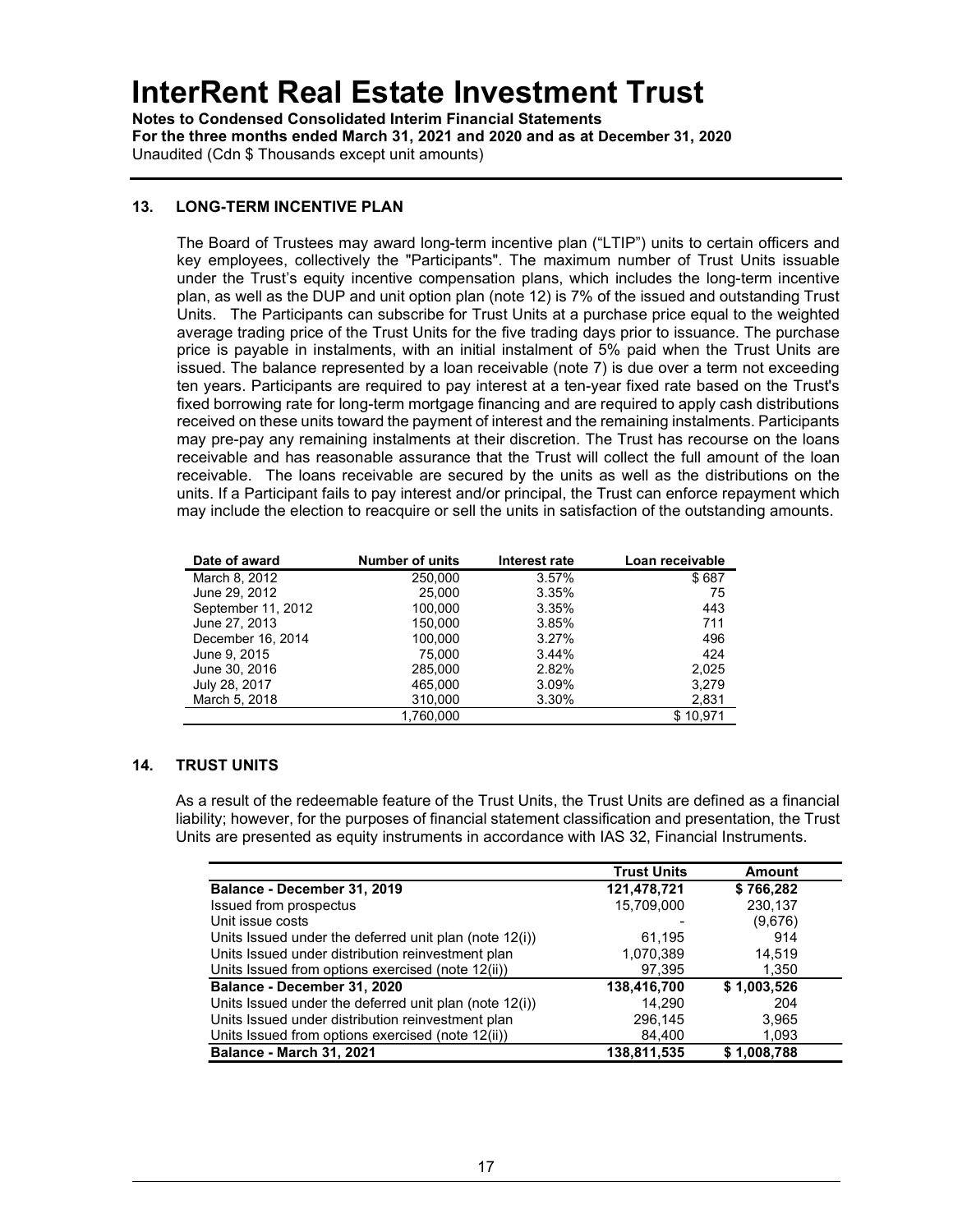## 13. LONG-TERM INCENTIVE PLAN

The Board of Trustees may award long-term incentive plan ("LTIP") units to certain officers and key employees, collectively the "Participants". The maximum number of Trust Units issuable under the Trust's equity incentive compensation plans, which includes the long-term incentive plan, as well as the DUP and unit option plan (note 12) is 7% of the issued and outstanding Trust Units. The Participants can subscribe for Trust Units at a purchase price equal to the weighted average trading price of the Trust Units for the five trading days prior to issuance. The purchase price is payable in instalments, with an initial instalment of 5% paid when the Trust Units are issued. The balance represented by a loan receivable (note 7) is due over a term not exceeding ten years. Participants are required to pay interest at a ten-year fixed rate based on the Trust's fixed borrowing rate for long-term mortgage financing and are required to apply cash distributions received on these units toward the payment of interest and the remaining instalments. Participants may pre-pay any remaining instalments at their discretion. The Trust has recourse on the loans receivable and has reasonable assurance that the Trust will collect the full amount of the loan receivable. The loans receivable are secured by the units as well as the distributions on the units. If a Participant fails to pay interest and/or principal, the Trust can enforce repayment which may include the election to reacquire or sell the units in satisfaction of the outstanding amounts.

| Date of award | Number of units | Interest rate | Loan receivable |
|---|---|---|---|
| March 8, 2012 | 250,000 | 3.57% | $ 687 |
| June 29, 2012 | 25,000 | 3.35% | 75 |
| September 11, 2012 | 100,000 | 3.35% | 443 |
| June 27, 2013 | 150,000 | 3.85% | 711 |
| December 16, 2014 | 100,000 | 3.27% | 496 |
| June 9, 2015 | 75,000 | 3.44% | 424 |
| June 30, 2016 | 285,000 | 2.82% | 2,025 |
| July 28, 2017 | 465,000 | 3.09% | 3,279 |
| March 5, 2018 | 310,000 | 3.30% | 2,831 |
| | 1,760,000 | | $ 10,971 |

## 14. TRUST UNITS

As a result of the redeemable feature of the Trust Units, the Trust Units are defined as a financial liability; however, for the purposes of financial statement classification and presentation, the Trust Units are presented as equity instruments in accordance with IAS 32, Financial Instruments.

| | Trust Units | Amount |
|---|---|---|
| **Balance - December 31, 2019** | **121,478,721** | **$ 766,282** |
| Issued from prospectus | 15,709,000 | 230,137 |
| Unit issue costs | - | (9,676) |
| Units Issued under the deferred unit plan (note 12(i)) | 61,195 | 914 |
| Units Issued under distribution reinvestment plan | 1,070,389 | 14,519 |
| Units Issued from options exercised (note 12(ii)) | 97,395 | 1,350 |
| **Balance - December 31, 2020** | **138,416,700** | **$ 1,003,526** |
| Units Issued under the deferred unit plan (note 12(i)) | 14,290 | 204 |
| Units Issued under distribution reinvestment plan | 296,145 | 3,965 |
| Units Issued from options exercised (note 12(ii)) | 84,400 | 1,093 |
| **Balance - March 31, 2021** | **138,811,535** | **$ 1,008,788** |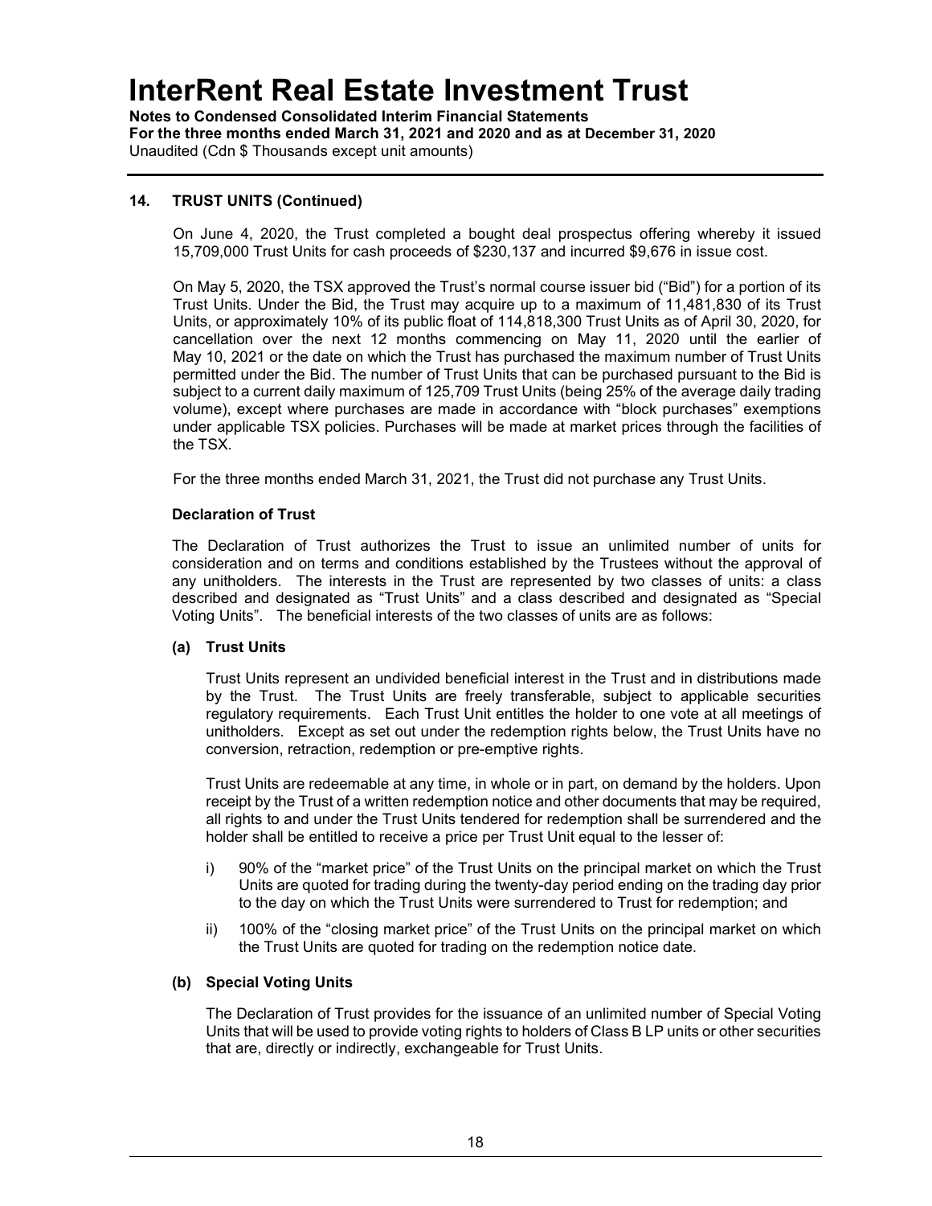## 14. TRUST UNITS (Continued)

On June 4, 2020, the Trust completed a bought deal prospectus offering whereby it issued 15,709,000 Trust Units for cash proceeds of $230,137 and incurred $9,676 in issue cost.

On May 5, 2020, the TSX approved the Trust's normal course issuer bid ("Bid") for a portion of its Trust Units. Under the Bid, the Trust may acquire up to a maximum of 11,481,830 of its Trust Units, or approximately 10% of its public float of 114,818,300 Trust Units as of April 30, 2020, for cancellation over the next 12 months commencing on May 11, 2020 until the earlier of May 10, 2021 or the date on which the Trust has purchased the maximum number of Trust Units permitted under the Bid. The number of Trust Units that can be purchased pursuant to the Bid is subject to a current daily maximum of 125,709 Trust Units (being 25% of the average daily trading volume), except where purchases are made in accordance with "block purchases" exemptions under applicable TSX policies. Purchases will be made at market prices through the facilities of the TSX.

For the three months ended March 31, 2021, the Trust did not purchase any Trust Units.

### Declaration of Trust

The Declaration of Trust authorizes the Trust to issue an unlimited number of units for consideration and on terms and conditions established by the Trustees without the approval of any unitholders. The interests in the Trust are represented by two classes of units: a class described and designated as "Trust Units" and a class described and designated as "Special Voting Units". The beneficial interests of the two classes of units are as follows:

#### (a) Trust Units

Trust Units represent an undivided beneficial interest in the Trust and in distributions made by the Trust. The Trust Units are freely transferable, subject to applicable securities regulatory requirements. Each Trust Unit entitles the holder to one vote at all meetings of unitholders. Except as set out under the redemption rights below, the Trust Units have no conversion, retraction, redemption or pre-emptive rights.

Trust Units are redeemable at any time, in whole or in part, on demand by the holders. Upon receipt by the Trust of a written redemption notice and other documents that may be required, all rights to and under the Trust Units tendered for redemption shall be surrendered and the holder shall be entitled to receive a price per Trust Unit equal to the lesser of:

i) 90% of the "market price" of the Trust Units on the principal market on which the Trust Units are quoted for trading during the twenty-day period ending on the trading day prior to the day on which the Trust Units were surrendered to Trust for redemption; and

ii) 100% of the "closing market price" of the Trust Units on the principal market on which the Trust Units are quoted for trading on the redemption notice date.

#### (b) Special Voting Units

The Declaration of Trust provides for the issuance of an unlimited number of Special Voting Units that will be used to provide voting rights to holders of Class B LP units or other securities that are, directly or indirectly, exchangeable for Trust Units.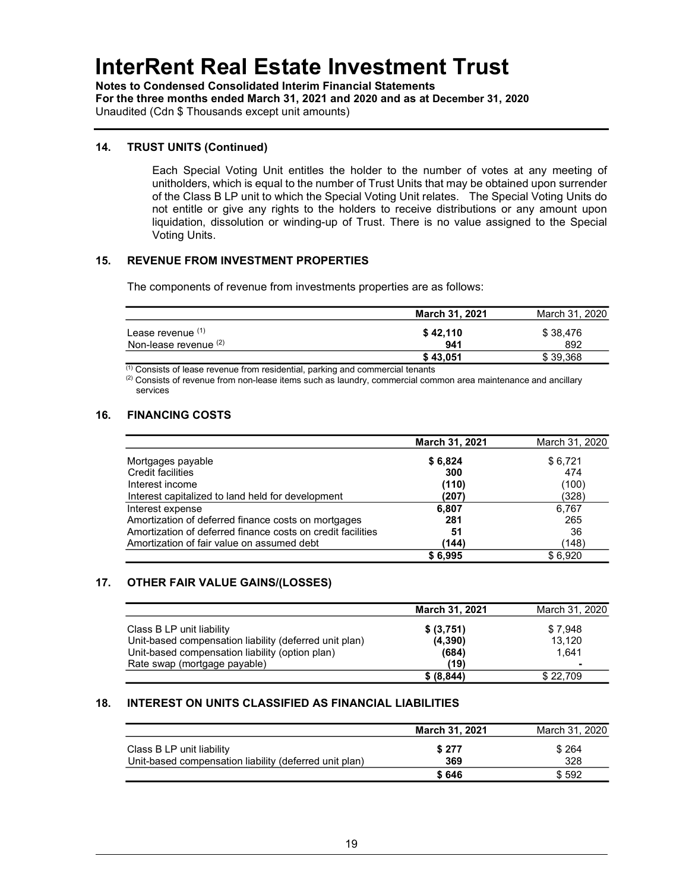# InterRent Real Estate Investment Trust

**Notes to Condensed Consolidated Interim Financial Statements**
**For the three months ended March 31, 2021 and 2020 and as at December 31, 2020**
Unaudited (Cdn $ Thousands except unit amounts)

## 14. TRUST UNITS (Continued)

Each Special Voting Unit entitles the holder to the number of votes at any meeting of unitholders, which is equal to the number of Trust Units that may be obtained upon surrender of the Class B LP unit to which the Special Voting Unit relates. The Special Voting Units do not entitle or give any rights to the holders to receive distributions or any amount upon liquidation, dissolution or winding-up of Trust. There is no value assigned to the Special Voting Units.

## 15. REVENUE FROM INVESTMENT PROPERTIES

The components of revenue from investments properties are as follows:

| | **March 31, 2021** | March 31, 2020 |
|---|---|---|
| Lease revenue [1] | **$ 42,110** | $ 38,476 |
| Non-lease revenue [2] | **941** | 892 |
| | **$ 43,051** | $ 39,368 |

[1] Consists of lease revenue from residential, parking and commercial tenants

[2] Consists of revenue from non-lease items such as laundry, commercial common area maintenance and ancillary services

## 16. FINANCING COSTS

| | **March 31, 2021** | March 31, 2020 |
|---|---|---|
| Mortgages payable | **$ 6,824** | $ 6,721 |
| Credit facilities | **300** | 474 |
| Interest income | **(110)** | (100) |
| Interest capitalized to land held for development | **(207)** | (328) |
| Interest expense | **6,807** | 6,767 |
| Amortization of deferred finance costs on mortgages | **281** | 265 |
| Amortization of deferred finance costs on credit facilities | **51** | 36 |
| Amortization of fair value on assumed debt | **(144)** | (148) |
| | **$ 6,995** | $ 6,920 |

## 17. OTHER FAIR VALUE GAINS/(LOSSES)

| | **March 31, 2021** | March 31, 2020 |
|---|---|---|
| Class B LP unit liability | **$ (3,751)** | $ 7,948 |
| Unit-based compensation liability (deferred unit plan) | **(4,390)** | 13,120 |
| Unit-based compensation liability (option plan) | **(684)** | 1,641 |
| Rate swap (mortgage payable) | **(19)** | - |
| | **$ (8,844)** | $ 22,709 |

## 18. INTEREST ON UNITS CLASSIFIED AS FINANCIAL LIABILITIES

| | **March 31, 2021** | March 31, 2020 |
|---|---|---|
| Class B LP unit liability | **$ 277** | $ 264 |
| Unit-based compensation liability (deferred unit plan) | **369** | 328 |
| | **$ 646** | $ 592 |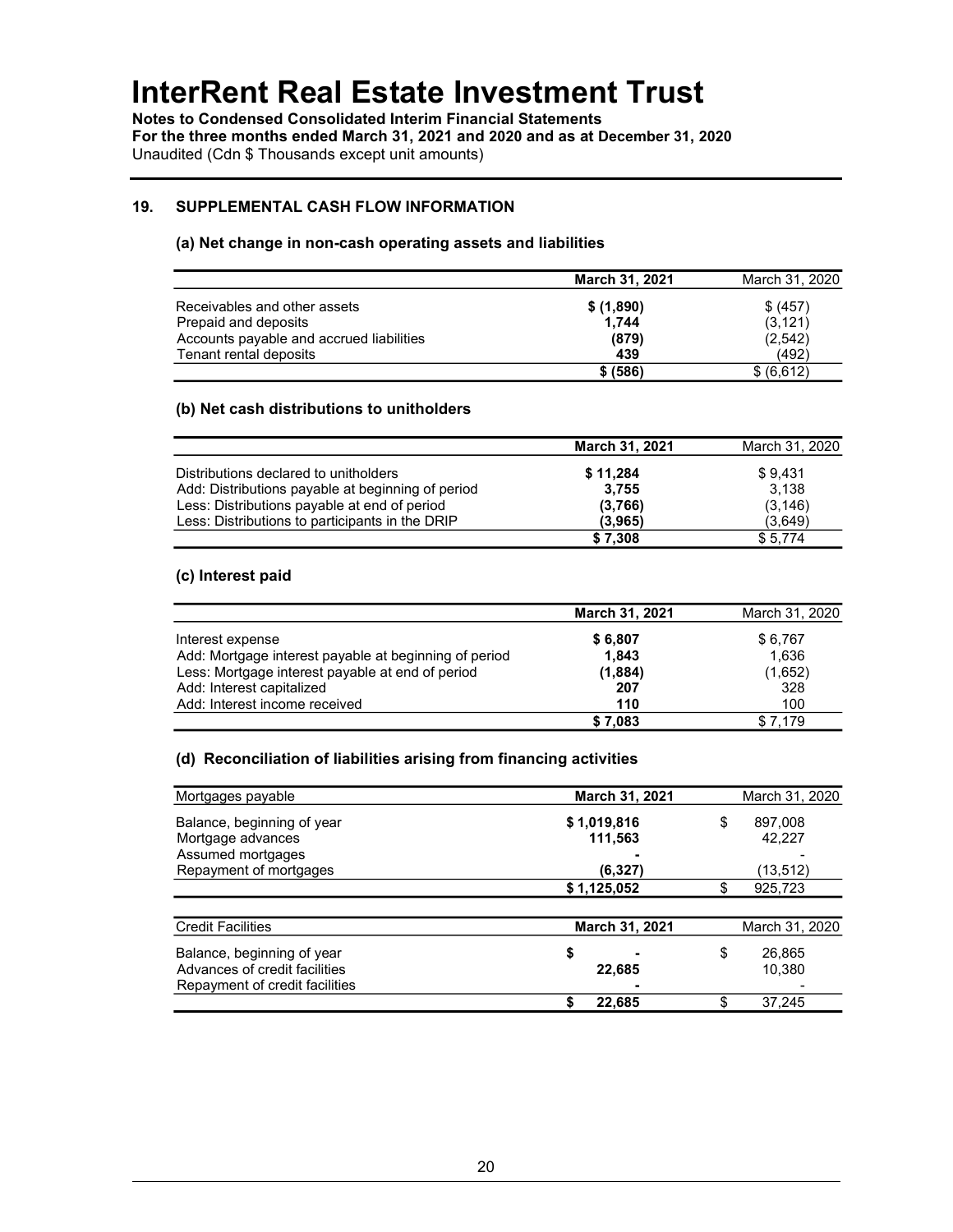# InterRent Real Estate Investment Trust

**Notes to Condensed Consolidated Interim Financial Statements**
**For the three months ended March 31, 2021 and 2020 and as at December 31, 2020**
Unaudited (Cdn $ Thousands except unit amounts)

## 19. SUPPLEMENTAL CASH FLOW INFORMATION

### (a) Net change in non-cash operating assets and liabilities

| | **March 31, 2021** | March 31, 2020 |
|---|---|---|
| Receivables and other assets | **$ (1,890)** | $ (457) |
| Prepaid and deposits | **1,744** | (3,121) |
| Accounts payable and accrued liabilities | **(879)** | (2,542) |
| Tenant rental deposits | **439** | (492) |
| | **$ (586)** | $ (6,612) |

### (b) Net cash distributions to unitholders

| | **March 31, 2021** | March 31, 2020 |
|---|---|---|
| Distributions declared to unitholders | **$ 11,284** | $ 9,431 |
| Add: Distributions payable at beginning of period | **3,755** | 3,138 |
| Less: Distributions payable at end of period | **(3,766)** | (3,146) |
| Less: Distributions to participants in the DRIP | **(3,965)** | (3,649) |
| | **$ 7,308** | $ 5,774 |

### (c) Interest paid

| | **March 31, 2021** | March 31, 2020 |
|---|---|---|
| Interest expense | **$ 6,807** | $ 6,767 |
| Add: Mortgage interest payable at beginning of period | **1,843** | 1,636 |
| Less: Mortgage interest payable at end of period | **(1,884)** | (1,652) |
| Add: Interest capitalized | **207** | 328 |
| Add: Interest income received | **110** | 100 |
| | **$ 7,083** | $ 7,179 |

### (d) Reconciliation of liabilities arising from financing activities

| Mortgages payable | **March 31, 2021** | March 31, 2020 |
|---|---|---|
| Balance, beginning of year | **$ 1,019,816** | $ 897,008 |
| Mortgage advances | **111,563** | 42,227 |
| Assumed mortgages | **-** | - |
| Repayment of mortgages | **(6,327)** | (13,512) |
| | **$ 1,125,052** | $ 925,723 |

| Credit Facilities | **March 31, 2021** | March 31, 2020 |
|---|---|---|
| Balance, beginning of year | **$ -** | $ 26,865 |
| Advances of credit facilities | **22,685** | 10,380 |
| Repayment of credit facilities | **-** | - |
| | **$ 22,685** | $ 37,245 |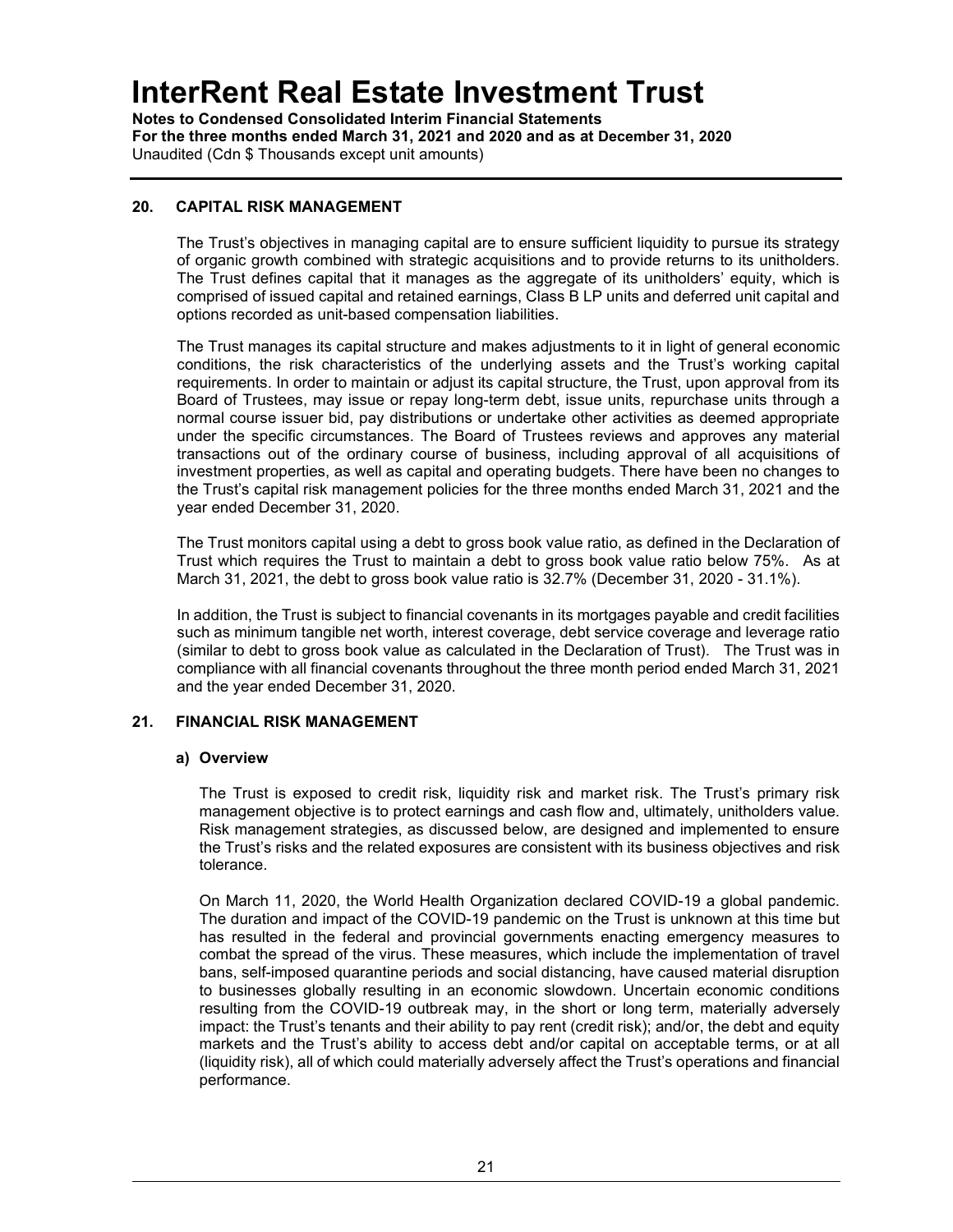## 20. CAPITAL RISK MANAGEMENT

The Trust's objectives in managing capital are to ensure sufficient liquidity to pursue its strategy of organic growth combined with strategic acquisitions and to provide returns to its unitholders. The Trust defines capital that it manages as the aggregate of its unitholders' equity, which is comprised of issued capital and retained earnings, Class B LP units and deferred unit capital and options recorded as unit-based compensation liabilities.

The Trust manages its capital structure and makes adjustments to it in light of general economic conditions, the risk characteristics of the underlying assets and the Trust's working capital requirements. In order to maintain or adjust its capital structure, the Trust, upon approval from its Board of Trustees, may issue or repay long-term debt, issue units, repurchase units through a normal course issuer bid, pay distributions or undertake other activities as deemed appropriate under the specific circumstances. The Board of Trustees reviews and approves any material transactions out of the ordinary course of business, including approval of all acquisitions of investment properties, as well as capital and operating budgets. There have been no changes to the Trust's capital risk management policies for the three months ended March 31, 2021 and the year ended December 31, 2020.

The Trust monitors capital using a debt to gross book value ratio, as defined in the Declaration of Trust which requires the Trust to maintain a debt to gross book value ratio below 75%. As at March 31, 2021, the debt to gross book value ratio is 32.7% (December 31, 2020 - 31.1%).

In addition, the Trust is subject to financial covenants in its mortgages payable and credit facilities such as minimum tangible net worth, interest coverage, debt service coverage and leverage ratio (similar to debt to gross book value as calculated in the Declaration of Trust). The Trust was in compliance with all financial covenants throughout the three month period ended March 31, 2021 and the year ended December 31, 2020.

## 21. FINANCIAL RISK MANAGEMENT

### a) Overview

The Trust is exposed to credit risk, liquidity risk and market risk. The Trust's primary risk management objective is to protect earnings and cash flow and, ultimately, unitholders value. Risk management strategies, as discussed below, are designed and implemented to ensure the Trust's risks and the related exposures are consistent with its business objectives and risk tolerance.

On March 11, 2020, the World Health Organization declared COVID-19 a global pandemic. The duration and impact of the COVID-19 pandemic on the Trust is unknown at this time but has resulted in the federal and provincial governments enacting emergency measures to combat the spread of the virus. These measures, which include the implementation of travel bans, self-imposed quarantine periods and social distancing, have caused material disruption to businesses globally resulting in an economic slowdown. Uncertain economic conditions resulting from the COVID-19 outbreak may, in the short or long term, materially adversely impact: the Trust's tenants and their ability to pay rent (credit risk); and/or, the debt and equity markets and the Trust's ability to access debt and/or capital on acceptable terms, or at all (liquidity risk), all of which could materially adversely affect the Trust's operations and financial performance.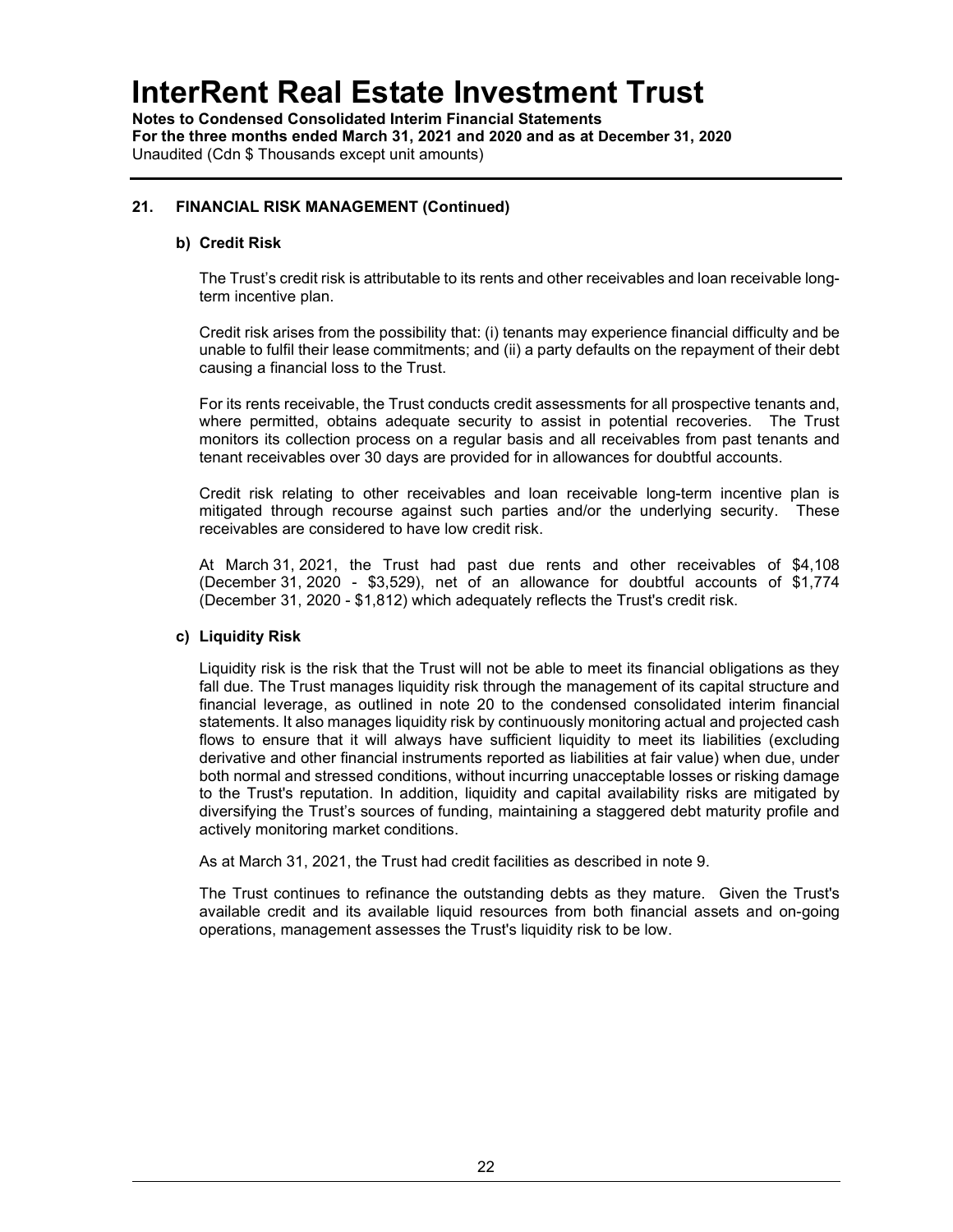## 21. FINANCIAL RISK MANAGEMENT (Continued)

### b) Credit Risk

The Trust's credit risk is attributable to its rents and other receivables and loan receivable long-term incentive plan.

Credit risk arises from the possibility that: (i) tenants may experience financial difficulty and be unable to fulfil their lease commitments; and (ii) a party defaults on the repayment of their debt causing a financial loss to the Trust.

For its rents receivable, the Trust conducts credit assessments for all prospective tenants and, where permitted, obtains adequate security to assist in potential recoveries. The Trust monitors its collection process on a regular basis and all receivables from past tenants and tenant receivables over 30 days are provided for in allowances for doubtful accounts.

Credit risk relating to other receivables and loan receivable long-term incentive plan is mitigated through recourse against such parties and/or the underlying security. These receivables are considered to have low credit risk.

At March 31, 2021, the Trust had past due rents and other receivables of $4,108 (December 31, 2020 - $3,529), net of an allowance for doubtful accounts of $1,774 (December 31, 2020 - $1,812) which adequately reflects the Trust's credit risk.

### c) Liquidity Risk

Liquidity risk is the risk that the Trust will not be able to meet its financial obligations as they fall due. The Trust manages liquidity risk through the management of its capital structure and financial leverage, as outlined in note 20 to the condensed consolidated interim financial statements. It also manages liquidity risk by continuously monitoring actual and projected cash flows to ensure that it will always have sufficient liquidity to meet its liabilities (excluding derivative and other financial instruments reported as liabilities at fair value) when due, under both normal and stressed conditions, without incurring unacceptable losses or risking damage to the Trust's reputation. In addition, liquidity and capital availability risks are mitigated by diversifying the Trust's sources of funding, maintaining a staggered debt maturity profile and actively monitoring market conditions.

As at March 31, 2021, the Trust had credit facilities as described in note 9.

The Trust continues to refinance the outstanding debts as they mature. Given the Trust's available credit and its available liquid resources from both financial assets and on-going operations, management assesses the Trust's liquidity risk to be low.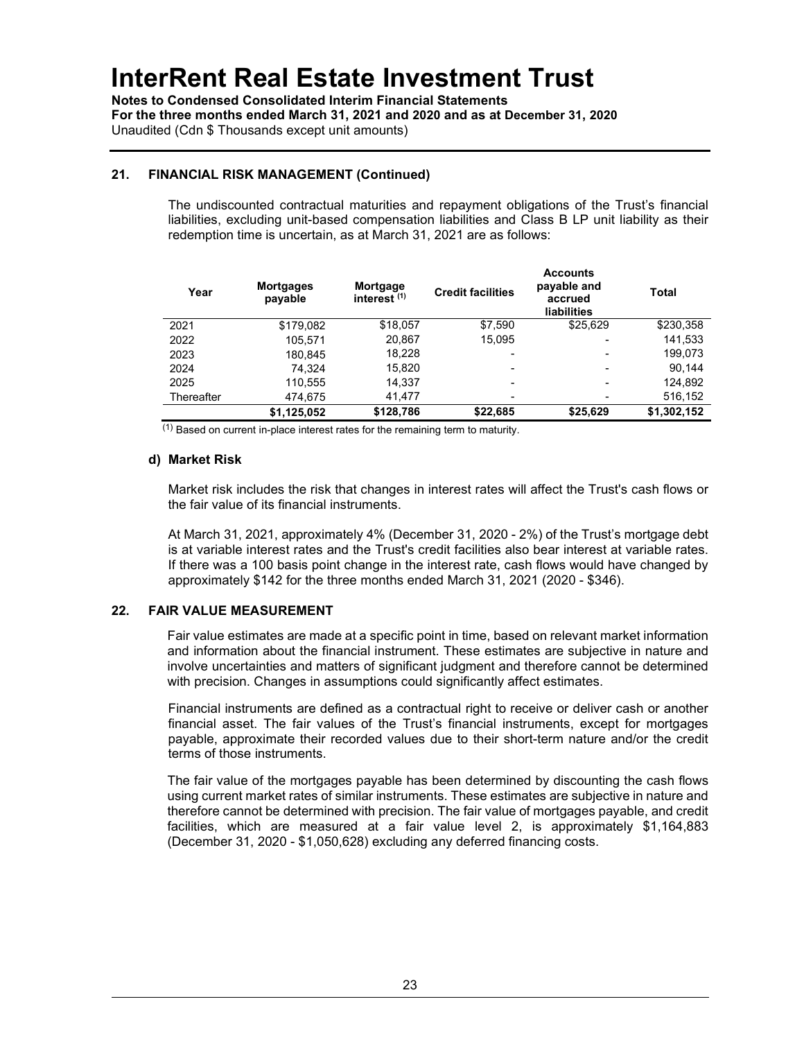# InterRent Real Estate Investment Trust

**Notes to Condensed Consolidated Interim Financial Statements**
**For the three months ended March 31, 2021 and 2020 and as at December 31, 2020**
Unaudited (Cdn $ Thousands except unit amounts)

## 21. FINANCIAL RISK MANAGEMENT (Continued)

The undiscounted contractual maturities and repayment obligations of the Trust's financial liabilities, excluding unit-based compensation liabilities and Class B LP unit liability as their redemption time is uncertain, as at March 31, 2021 are as follows:

| Year | Mortgages payable | Mortgage interest [(1)] | Credit facilities | Accounts payable and accrued liabilities | Total |
|---|---|---|---|---|---|
| 2021 | \$179,082 | \$18,057 | \$7,590 | \$25,629 | \$230,358 |
| 2022 | 105,571 | 20,867 | 15,095 | - | 141,533 |
| 2023 | 180,845 | 18,228 | - | - | 199,073 |
| 2024 | 74,324 | 15,820 | - | - | 90,144 |
| 2025 | 110,555 | 14,337 | - | - | 124,892 |
| Thereafter | 474,675 | 41,477 | - | - | 516,152 |
| | **\$1,125,052** | **\$128,786** | **\$22,685** | **\$25,629** | **\$1,302,152** |

(1) Based on current in-place interest rates for the remaining term to maturity.

### d) Market Risk

Market risk includes the risk that changes in interest rates will affect the Trust's cash flows or the fair value of its financial instruments.

At March 31, 2021, approximately 4% (December 31, 2020 - 2%) of the Trust's mortgage debt is at variable interest rates and the Trust's credit facilities also bear interest at variable rates. If there was a 100 basis point change in the interest rate, cash flows would have changed by approximately \$142 for the three months ended March 31, 2021 (2020 - \$346).

## 22. FAIR VALUE MEASUREMENT

Fair value estimates are made at a specific point in time, based on relevant market information and information about the financial instrument. These estimates are subjective in nature and involve uncertainties and matters of significant judgment and therefore cannot be determined with precision. Changes in assumptions could significantly affect estimates.

Financial instruments are defined as a contractual right to receive or deliver cash or another financial asset. The fair values of the Trust's financial instruments, except for mortgages payable, approximate their recorded values due to their short-term nature and/or the credit terms of those instruments.

The fair value of the mortgages payable has been determined by discounting the cash flows using current market rates of similar instruments. These estimates are subjective in nature and therefore cannot be determined with precision. The fair value of mortgages payable, and credit facilities, which are measured at a fair value level 2, is approximately \$1,164,883 (December 31, 2020 - \$1,050,628) excluding any deferred financing costs.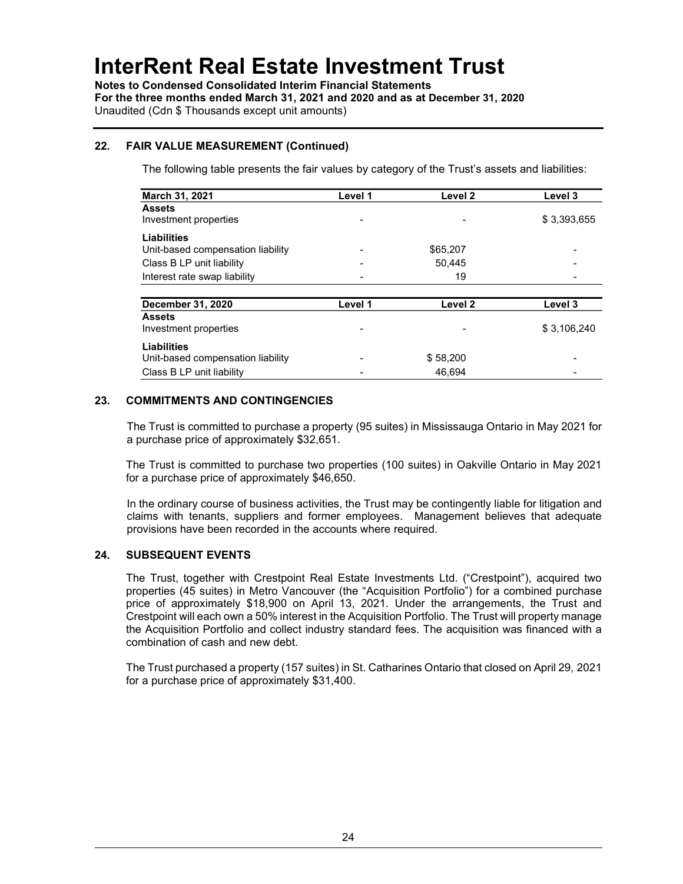## 22. FAIR VALUE MEASUREMENT (Continued)

The following table presents the fair values by category of the Trust's assets and liabilities:

| March 31, 2021 | Level 1 | Level 2 | Level 3 |
|---|---|---|---|
| **Assets** | | | |
| Investment properties | - | - | $ 3,393,655 |
| **Liabilities** | | | |
| Unit-based compensation liability | - | $65,207 | - |
| Class B LP unit liability | - | 50,445 | - |
| Interest rate swap liability | - | 19 | - |

| December 31, 2020 | Level 1 | Level 2 | Level 3 |
|---|---|---|---|
| **Assets** | | | |
| Investment properties | - | - | $ 3,106,240 |
| **Liabilities** | | | |
| Unit-based compensation liability | - | $ 58,200 | - |
| Class B LP unit liability | - | 46,694 | - |

## 23. COMMITMENTS AND CONTINGENCIES

The Trust is committed to purchase a property (95 suites) in Mississauga Ontario in May 2021 for a purchase price of approximately $32,651.

The Trust is committed to purchase two properties (100 suites) in Oakville Ontario in May 2021 for a purchase price of approximately $46,650.

In the ordinary course of business activities, the Trust may be contingently liable for litigation and claims with tenants, suppliers and former employees. Management believes that adequate provisions have been recorded in the accounts where required.

## 24. SUBSEQUENT EVENTS

The Trust, together with Crestpoint Real Estate Investments Ltd. ("Crestpoint"), acquired two properties (45 suites) in Metro Vancouver (the "Acquisition Portfolio") for a combined purchase price of approximately $18,900 on April 13, 2021. Under the arrangements, the Trust and Crestpoint will each own a 50% interest in the Acquisition Portfolio. The Trust will property manage the Acquisition Portfolio and collect industry standard fees. The acquisition was financed with a combination of cash and new debt.

The Trust purchased a property (157 suites) in St. Catharines Ontario that closed on April 29, 2021 for a purchase price of approximately $31,400.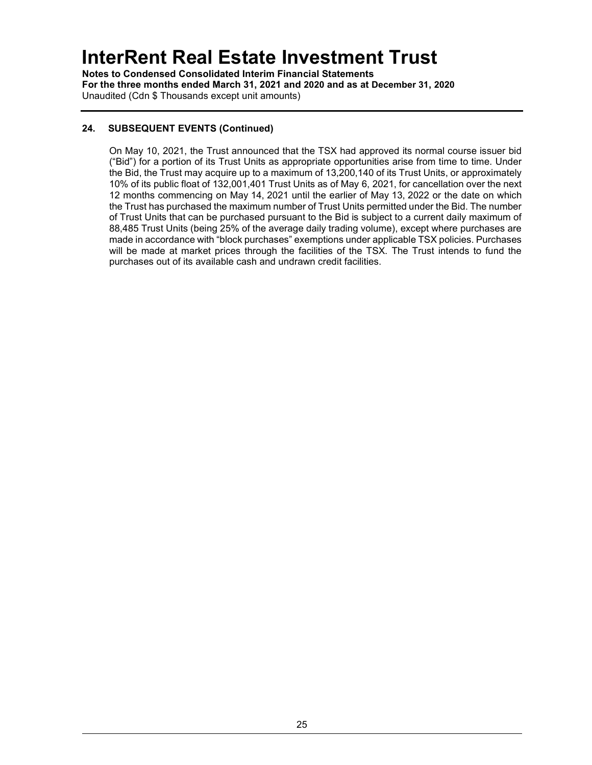## 24. SUBSEQUENT EVENTS (Continued)

On May 10, 2021, the Trust announced that the TSX had approved its normal course issuer bid ("Bid") for a portion of its Trust Units as appropriate opportunities arise from time to time. Under the Bid, the Trust may acquire up to a maximum of 13,200,140 of its Trust Units, or approximately 10% of its public float of 132,001,401 Trust Units as of May 6, 2021, for cancellation over the next 12 months commencing on May 14, 2021 until the earlier of May 13, 2022 or the date on which the Trust has purchased the maximum number of Trust Units permitted under the Bid. The number of Trust Units that can be purchased pursuant to the Bid is subject to a current daily maximum of 88,485 Trust Units (being 25% of the average daily trading volume), except where purchases are made in accordance with "block purchases" exemptions under applicable TSX policies. Purchases will be made at market prices through the facilities of the TSX. The Trust intends to fund the purchases out of its available cash and undrawn credit facilities.